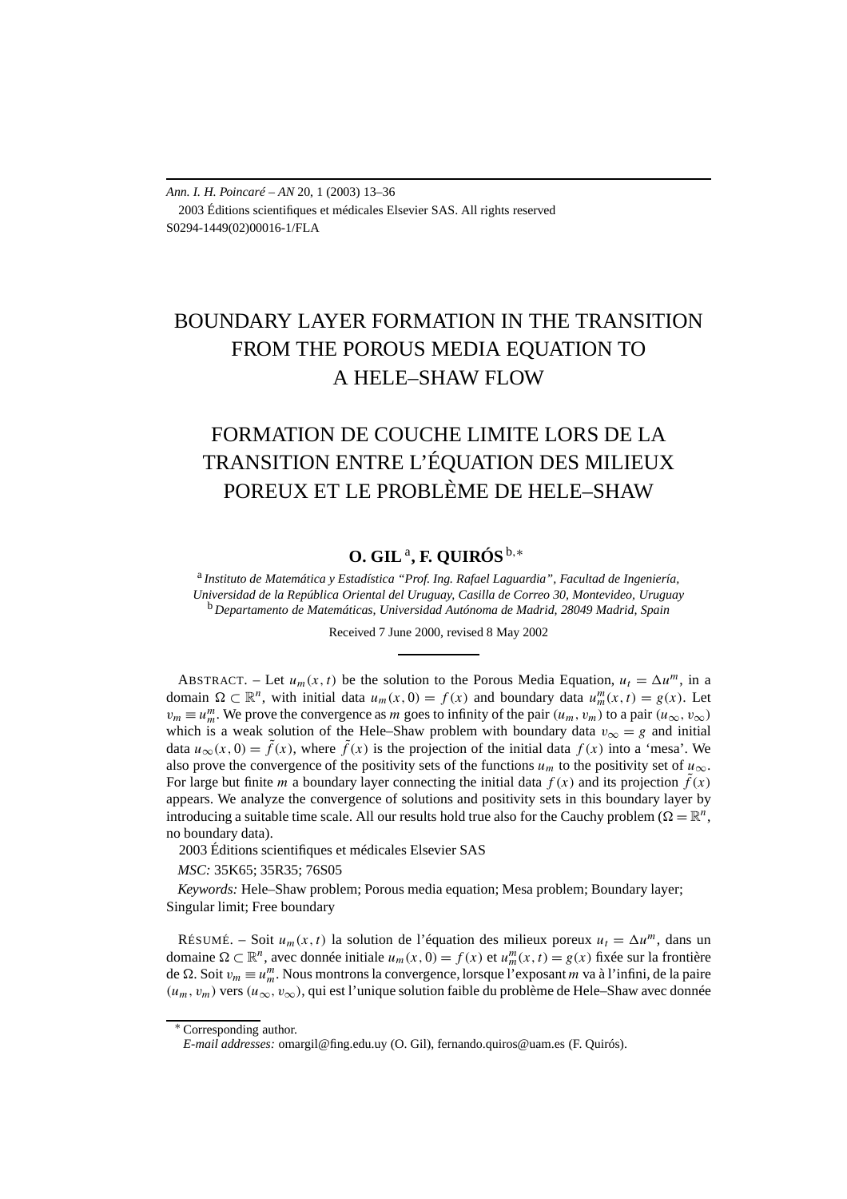# BOUNDARY LAYER FORMATION IN THE TRANSITION FROM THE POROUS MEDIA EQUATION TO A HELE–SHAW FLOW

# FORMATION DE COUCHE LIMITE LORS DE LA TRANSITION ENTRE L'ÉQUATION DES MILIEUX POREUX ET LE PROBLÈME DE HELE–SHAW

**O. GIL** [a], **F. QUIRÓS** [b,*]

[a] *Instituto de Matemática y Estadística "Prof. Ing. Rafael Laguardia", Facultad de Ingeniería, Universidad de la República Oriental del Uruguay, Casilla de Correo 30, Montevideo, Uruguay*
[b] *Departamento de Matemáticas, Universidad Autónoma de Madrid, 28049 Madrid, Spain*

Received 7 June 2000, revised 8 May 2002

ABSTRACT. – Let $u_m(x,t)$ be the solution to the Porous Media Equation, $u_t = \Delta u^m$, in a domain $\Omega \subset \mathbb{R}^n$, with initial data $u_m(x,0) = f(x)$ and boundary data $u_m^m(x,t) = g(x)$. Let $v_m \equiv u_m^m$. We prove the convergence as $m$ goes to infinity of the pair $(u_m, v_m)$ to a pair $(u_\infty, v_\infty)$ which is a weak solution of the Hele–Shaw problem with boundary data $v_\infty = g$ and initial data $u_\infty(x,0) = \tilde{f}(x)$, where $\tilde{f}(x)$ is the projection of the initial data $f(x)$ into a 'mesa'. We also prove the convergence of the positivity sets of the functions $u_m$ to the positivity set of $u_\infty$. For large but finite $m$ a boundary layer connecting the initial data $f(x)$ and its projection $\tilde{f}(x)$ appears. We analyze the convergence of solutions and positivity sets in this boundary layer by introducing a suitable time scale. All our results hold true also for the Cauchy problem ($\Omega = \mathbb{R}^n$, no boundary data).

2003 Éditions scientifiques et médicales Elsevier SAS

*MSC:* 35K65; 35R35; 76S05

*Keywords:* Hele–Shaw problem; Porous media equation; Mesa problem; Boundary layer; Singular limit; Free boundary

RÉSUMÉ. – Soit $u_m(x,t)$ la solution de l'équation des milieux poreux $u_t = \Delta u^m$, dans un domaine $\Omega \subset \mathbb{R}^n$, avec donnée initiale $u_m(x,0) = f(x)$ et $u_m^m(x,t) = g(x)$ fixée sur la frontière de $\Omega$. Soit $v_m \equiv u_m^m$. Nous montrons la convergence, lorsque l'exposant $m$ va à l'infini, de la paire $(u_m, v_m)$ vers $(u_\infty, v_\infty)$, qui est l'unique solution faible du problème de Hele–Shaw avec donnée

---

* Corresponding author.
*E-mail addresses:* omargil@fing.edu.uy (O. Gil), fernando.quiros@uam.es (F. Quirós).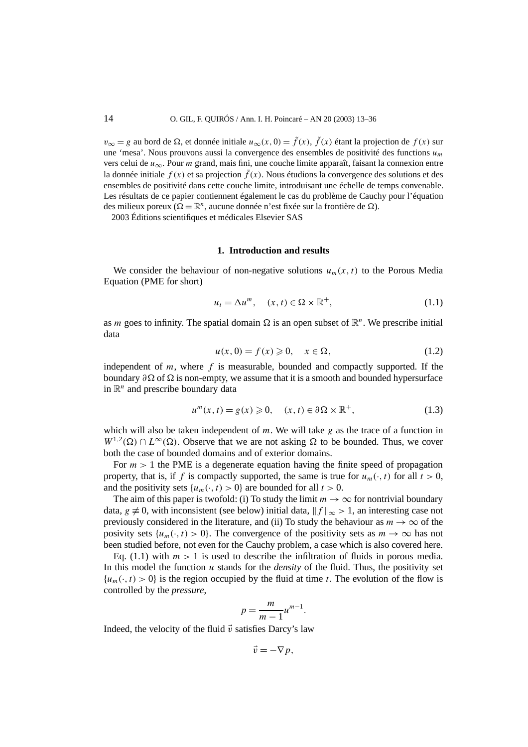$v_\infty = g$ au bord de $\Omega$, et donnée initiale $u_\infty(x,0) = \tilde{f}(x)$, $\tilde{f}(x)$ étant la projection de $f(x)$ sur une 'mesa'. Nous prouvons aussi la convergence des ensembles de positivité des functions $u_m$ vers celui de $u_\infty$. Pour $m$ grand, mais fini, une couche limite apparaît, faisant la connexion entre la donnée initiale $f(x)$ et sa projection $\tilde{f}(x)$. Nous étudions la convergence des solutions et des ensembles de positivité dans cette couche limite, introduisant une échelle de temps convenable. Les résultats de ce papier contiennent également le cas du problème de Cauchy pour l'équation des milieux poreux ($\Omega = \mathbb{R}^n$, aucune donnée n'est fixée sur la frontière de $\Omega$).

2003 Éditions scientifiques et médicales Elsevier SAS

## 1. Introduction and results

We consider the behaviour of non-negative solutions $u_m(x,t)$ to the Porous Media Equation (PME for short)

$$u_t = \Delta u^m, \quad (x,t) \in \Omega \times \mathbb{R}^+, \tag{1.1}$$

as $m$ goes to infinity. The spatial domain $\Omega$ is an open subset of $\mathbb{R}^n$. We prescribe initial data

$$u(x,0) = f(x) \geqslant 0, \quad x \in \Omega, \tag{1.2}$$

independent of $m$, where $f$ is measurable, bounded and compactly supported. If the boundary $\partial\Omega$ of $\Omega$ is non-empty, we assume that it is a smooth and bounded hypersurface in $\mathbb{R}^n$ and prescribe boundary data

$$u^m(x,t) = g(x) \geqslant 0, \quad (x,t) \in \partial\Omega \times \mathbb{R}^+, \tag{1.3}$$

which will also be taken independent of $m$. We will take $g$ as the trace of a function in $W^{1,2}(\Omega) \cap L^\infty(\Omega)$. Observe that we are not asking $\Omega$ to be bounded. Thus, we cover both the case of bounded domains and of exterior domains.

For $m > 1$ the PME is a degenerate equation having the finite speed of propagation property, that is, if $f$ is compactly supported, the same is true for $u_m(\cdot,t)$ for all $t > 0$, and the positivity sets $\{u_m(\cdot,t) > 0\}$ are bounded for all $t > 0$.

The aim of this paper is twofold: (i) To study the limit $m \to \infty$ for nontrivial boundary data, $g \not\equiv 0$, with inconsistent (see below) initial data, $\|f\|_\infty > 1$, an interesting case not previously considered in the literature, and (ii) To study the behaviour as $m \to \infty$ of the posivity sets $\{u_m(\cdot,t) > 0\}$. The convergence of the positivity sets as $m \to \infty$ has not been studied before, not even for the Cauchy problem, a case which is also covered here.

Eq. (1.1) with $m > 1$ is used to describe the infiltration of fluids in porous media. In this model the function $u$ stands for the *density* of the fluid. Thus, the positivity set $\{u_m(\cdot,t) > 0\}$ is the region occupied by the fluid at time $t$. The evolution of the flow is controlled by the *pressure*,

$$p = \frac{m}{m-1} u^{m-1}.$$

Indeed, the velocity of the fluid $\vec{v}$ satisfies Darcy's law

$$\vec{v} = -\nabla p,$$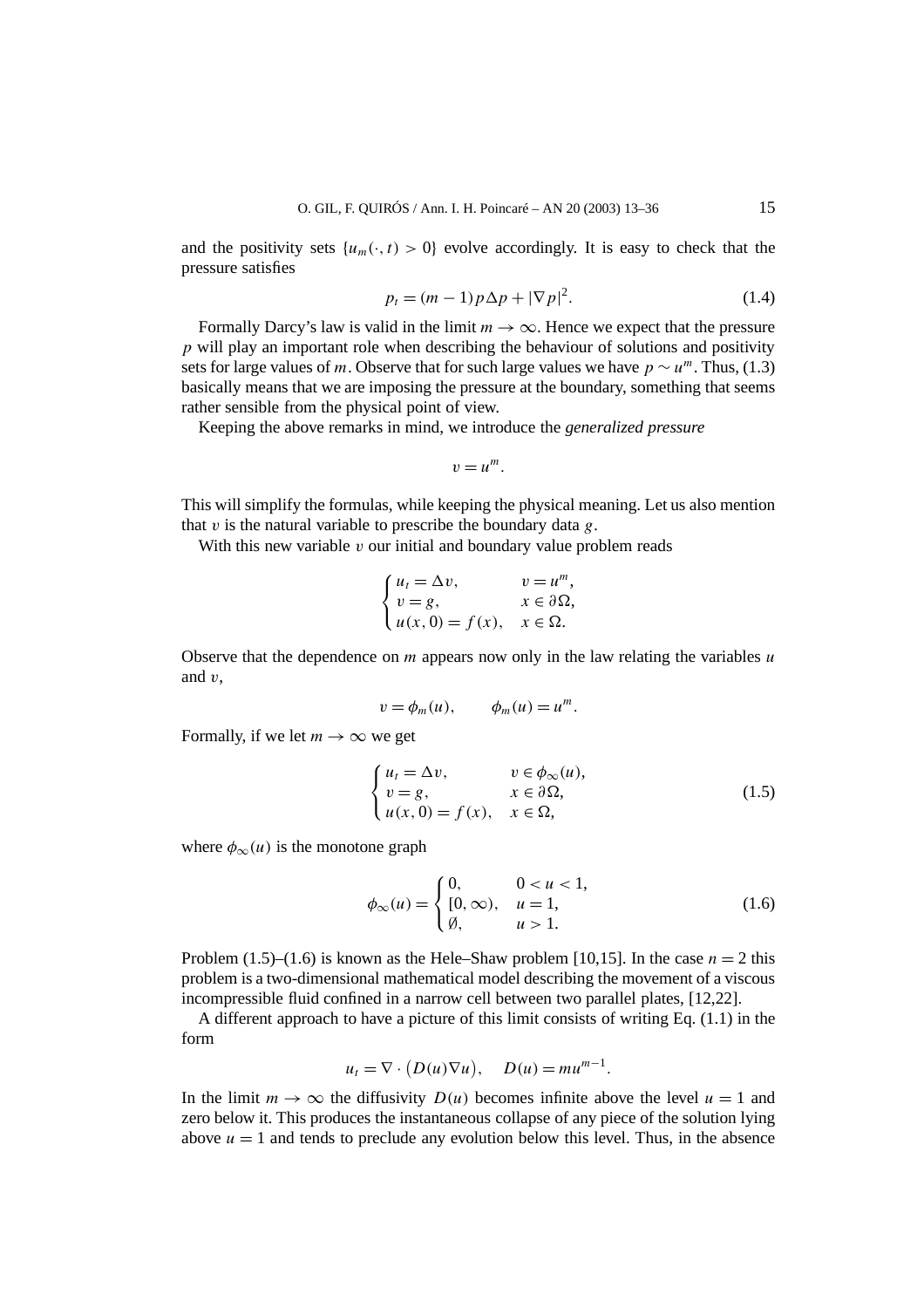and the positivity sets $\{u_m(\cdot,t) > 0\}$ evolve accordingly. It is easy to check that the pressure satisfies

$$p_t = (m-1)p\Delta p + |\nabla p|^2. \tag{1.4}$$

Formally Darcy's law is valid in the limit $m \to \infty$. Hence we expect that the pressure $p$ will play an important role when describing the behaviour of solutions and positivity sets for large values of $m$. Observe that for such large values we have $p \sim u^m$. Thus, (1.3) basically means that we are imposing the pressure at the boundary, something that seems rather sensible from the physical point of view.

Keeping the above remarks in mind, we introduce the *generalized pressure*

$$v = u^m.$$

This will simplify the formulas, while keeping the physical meaning. Let us also mention that $v$ is the natural variable to prescribe the boundary data $g$.

With this new variable $v$ our initial and boundary value problem reads

$$\begin{cases} u_t = \Delta v, & v = u^m, \\ v = g, & x \in \partial\Omega, \\ u(x,0) = f(x), & x \in \Omega. \end{cases}$$

Observe that the dependence on $m$ appears now only in the law relating the variables $u$ and $v$,

$$v = \phi_m(u), \qquad \phi_m(u) = u^m.$$

Formally, if we let $m \to \infty$ we get

$$\begin{cases} u_t = \Delta v, & v \in \phi_\infty(u), \\ v = g, & x \in \partial\Omega, \\ u(x,0) = f(x), & x \in \Omega, \end{cases} \tag{1.5}$$

where $\phi_\infty(u)$ is the monotone graph

$$\phi_\infty(u) = \begin{cases} 0, & 0 < u < 1, \\ [0,\infty), & u = 1, \\ \emptyset, & u > 1. \end{cases} \tag{1.6}$$

Problem (1.5)–(1.6) is known as the Hele–Shaw problem [10,15]. In the case $n = 2$ this problem is a two-dimensional mathematical model describing the movement of a viscous incompressible fluid confined in a narrow cell between two parallel plates, [12,22].

A different approach to have a picture of this limit consists of writing Eq. (1.1) in the form

$$u_t = \nabla \cdot \big(D(u)\nabla u\big), \quad D(u) = mu^{m-1}.$$

In the limit $m \to \infty$ the diffusivity $D(u)$ becomes infinite above the level $u = 1$ and zero below it. This produces the instantaneous collapse of any piece of the solution lying above $u = 1$ and tends to preclude any evolution below this level. Thus, in the absence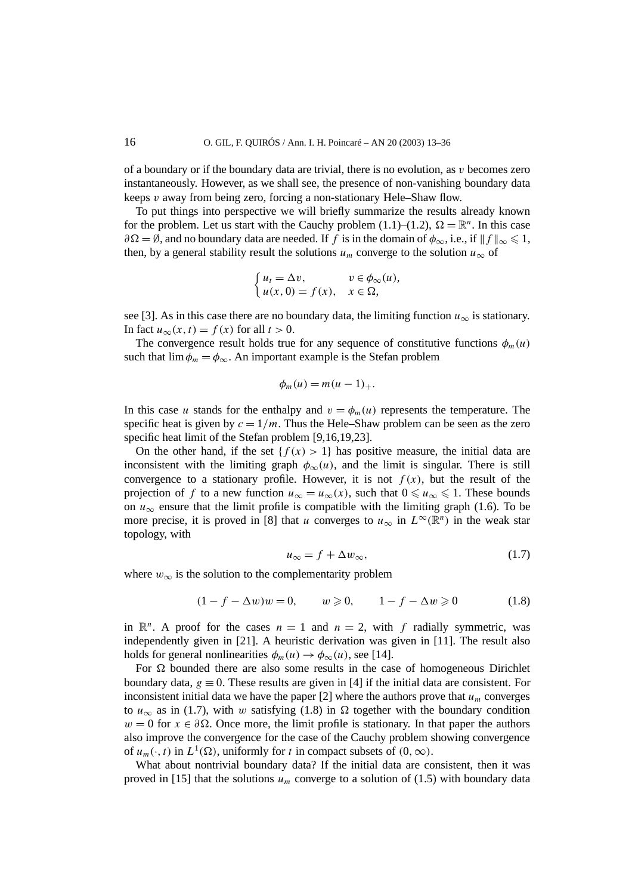of a boundary or if the boundary data are trivial, there is no evolution, as $v$ becomes zero instantaneously. However, as we shall see, the presence of non-vanishing boundary data keeps $v$ away from being zero, forcing a non-stationary Hele–Shaw flow.

To put things into perspective we will briefly summarize the results already known for the problem. Let us start with the Cauchy problem (1.1)–(1.2), $\Omega = \mathbb{R}^n$. In this case $\partial\Omega = \emptyset$, and no boundary data are needed. If $f$ is in the domain of $\phi_\infty$, i.e., if $\|f\|_\infty \leqslant 1$, then, by a general stability result the solutions $u_m$ converge to the solution $u_\infty$ of

$$\begin{cases} u_t = \Delta v, & v \in \phi_\infty(u), \\ u(x,0) = f(x), & x \in \Omega, \end{cases}$$

see [3]. As in this case there are no boundary data, the limiting function $u_\infty$ is stationary. In fact $u_\infty(x,t) = f(x)$ for all $t > 0$.

The convergence result holds true for any sequence of constitutive functions $\phi_m(u)$ such that $\lim \phi_m = \phi_\infty$. An important example is the Stefan problem

$$\phi_m(u) = m(u-1)_+.$$

In this case $u$ stands for the enthalpy and $v = \phi_m(u)$ represents the temperature. The specific heat is given by $c = 1/m$. Thus the Hele–Shaw problem can be seen as the zero specific heat limit of the Stefan problem [9,16,19,23].

On the other hand, if the set $\{f(x) > 1\}$ has positive measure, the initial data are inconsistent with the limiting graph $\phi_\infty(u)$, and the limit is singular. There is still convergence to a stationary profile. However, it is not $f(x)$, but the result of the projection of $f$ to a new function $u_\infty = u_\infty(x)$, such that $0 \leqslant u_\infty \leqslant 1$. These bounds on $u_\infty$ ensure that the limit profile is compatible with the limiting graph (1.6). To be more precise, it is proved in [8] that $u$ converges to $u_\infty$ in $L^\infty(\mathbb{R}^n)$ in the weak star topology, with

$$u_\infty = f + \Delta w_\infty, \tag{1.7}$$

where $w_\infty$ is the solution to the complementarity problem

$$(1 - f - \Delta w)w = 0, \qquad w \geqslant 0, \qquad 1 - f - \Delta w \geqslant 0 \tag{1.8}$$

in $\mathbb{R}^n$. A proof for the cases $n = 1$ and $n = 2$, with $f$ radially symmetric, was independently given in [21]. A heuristic derivation was given in [11]. The result also holds for general nonlinearities $\phi_m(u) \to \phi_\infty(u)$, see [14].

For $\Omega$ bounded there are also some results in the case of homogeneous Dirichlet boundary data, $g \equiv 0$. These results are given in [4] if the initial data are consistent. For inconsistent initial data we have the paper [2] where the authors prove that $u_m$ converges to $u_\infty$ as in (1.7), with $w$ satisfying (1.8) in $\Omega$ together with the boundary condition $w = 0$ for $x \in \partial\Omega$. Once more, the limit profile is stationary. In that paper the authors also improve the convergence for the case of the Cauchy problem showing convergence of $u_m(\cdot, t)$ in $L^1(\Omega)$, uniformly for $t$ in compact subsets of $(0, \infty)$.

What about nontrivial boundary data? If the initial data are consistent, then it was proved in [15] that the solutions $u_m$ converge to a solution of (1.5) with boundary data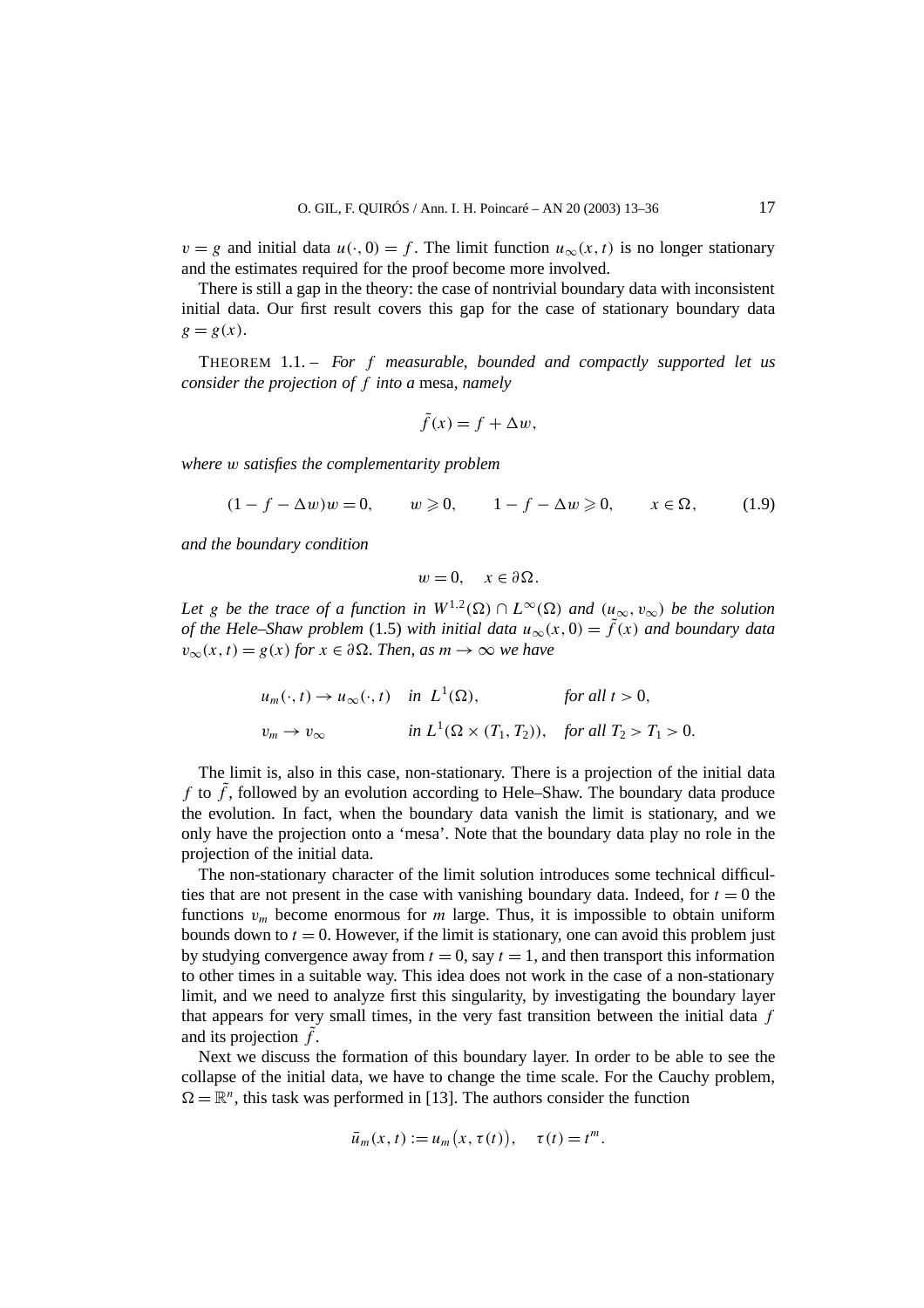$v = g$ and initial data $u(\cdot, 0) = f$. The limit function $u_\infty(x,t)$ is no longer stationary and the estimates required for the proof become more involved.

There is still a gap in the theory: the case of nontrivial boundary data with inconsistent initial data. Our first result covers this gap for the case of stationary boundary data $g = g(x)$.

THEOREM 1.1. – *For $f$ measurable, bounded and compactly supported let us consider the projection of $f$ into a* mesa*, namely*

$$\tilde{f}(x) = f + \Delta w,$$

*where $w$ satisfies the complementarity problem*

$$(1 - f - \Delta w)w = 0, \qquad w \geqslant 0, \qquad 1 - f - \Delta w \geqslant 0, \qquad x \in \Omega, \tag{1.9}$$

*and the boundary condition*

$$w = 0, \quad x \in \partial\Omega.$$

*Let $g$ be the trace of a function in $W^{1,2}(\Omega) \cap L^\infty(\Omega)$ and $(u_\infty, v_\infty)$ be the solution of the Hele–Shaw problem* (1.5) *with initial data $u_\infty(x,0) = \tilde{f}(x)$ and boundary data $v_\infty(x,t) = g(x)$ for $x \in \partial\Omega$. Then, as $m \to \infty$ we have*

$$u_m(\cdot,t) \to u_\infty(\cdot,t) \quad \text{in } L^1(\Omega), \qquad \text{for all } t > 0,$$

$$v_m \to v_\infty \qquad \text{in } L^1(\Omega \times (T_1, T_2)), \quad \text{for all } T_2 > T_1 > 0.$$

The limit is, also in this case, non-stationary. There is a projection of the initial data $f$ to $\tilde{f}$, followed by an evolution according to Hele–Shaw. The boundary data produce the evolution. In fact, when the boundary data vanish the limit is stationary, and we only have the projection onto a 'mesa'. Note that the boundary data play no role in the projection of the initial data.

The non-stationary character of the limit solution introduces some technical difficulties that are not present in the case with vanishing boundary data. Indeed, for $t = 0$ the functions $v_m$ become enormous for $m$ large. Thus, it is impossible to obtain uniform bounds down to $t = 0$. However, if the limit is stationary, one can avoid this problem just by studying convergence away from $t = 0$, say $t = 1$, and then transport this information to other times in a suitable way. This idea does not work in the case of a non-stationary limit, and we need to analyze first this singularity, by investigating the boundary layer that appears for very small times, in the very fast transition between the initial data $f$ and its projection $\tilde{f}$.

Next we discuss the formation of this boundary layer. In order to be able to see the collapse of the initial data, we have to change the time scale. For the Cauchy problem, $\Omega = \mathbb{R}^n$, this task was performed in [13]. The authors consider the function

$$\bar{u}_m(x,t) := u_m\big(x, \tau(t)\big), \quad \tau(t) = t^m.$$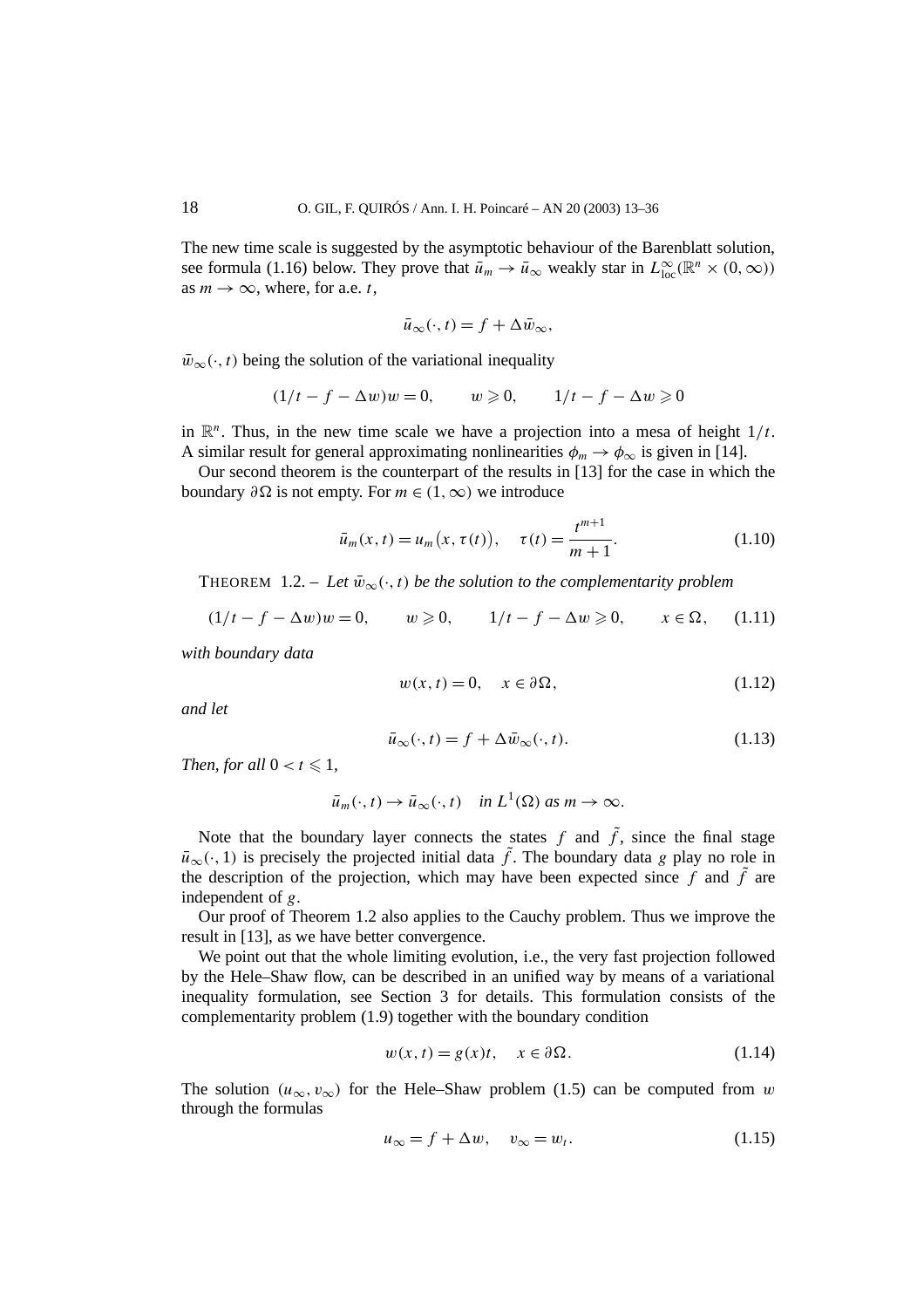The new time scale is suggested by the asymptotic behaviour of the Barenblatt solution, see formula (1.16) below. They prove that $\bar{u}_m \to \bar{u}_\infty$ weakly star in $L^\infty_{\mathrm{loc}}(\mathbb{R}^n \times (0,\infty))$ as $m \to \infty$, where, for a.e. $t$,

$$\bar{u}_\infty(\cdot,t) = f + \Delta \bar{w}_\infty,$$

$\bar{w}_\infty(\cdot,t)$ being the solution of the variational inequality

$$(1/t - f - \Delta w)w = 0, \qquad w \geqslant 0, \qquad 1/t - f - \Delta w \geqslant 0$$

in $\mathbb{R}^n$. Thus, in the new time scale we have a projection into a mesa of height $1/t$. A similar result for general approximating nonlinearities $\phi_m \to \phi_\infty$ is given in [14].

Our second theorem is the counterpart of the results in [13] for the case in which the boundary $\partial\Omega$ is not empty. For $m \in (1,\infty)$ we introduce

$$\bar{u}_m(x,t) = u_m\big(x,\tau(t)\big), \quad \tau(t) = \frac{t^{m+1}}{m+1}. \tag{1.10}$$

THEOREM 1.2. – *Let $\bar{w}_\infty(\cdot,t)$ be the solution to the complementarity problem*

$$(1/t - f - \Delta w)w = 0, \qquad w \geqslant 0, \qquad 1/t - f - \Delta w \geqslant 0, \qquad x \in \Omega, \tag{1.11}$$

*with boundary data*

$$w(x,t) = 0, \quad x \in \partial\Omega, \tag{1.12}$$

*and let*

$$\bar{u}_\infty(\cdot,t) = f + \Delta \bar{w}_\infty(\cdot,t). \tag{1.13}$$

*Then, for all $0 < t \leqslant 1$,*

$$\bar{u}_m(\cdot,t) \to \bar{u}_\infty(\cdot,t) \quad \textit{in } L^1(\Omega) \textit{ as } m \to \infty.$$

Note that the boundary layer connects the states $f$ and $\tilde{f}$, since the final stage $\bar{u}_\infty(\cdot,1)$ is precisely the projected initial data $\tilde{f}$. The boundary data $g$ play no role in the description of the projection, which may have been expected since $f$ and $\tilde{f}$ are independent of $g$.

Our proof of Theorem 1.2 also applies to the Cauchy problem. Thus we improve the result in [13], as we have better convergence.

We point out that the whole limiting evolution, i.e., the very fast projection followed by the Hele–Shaw flow, can be described in an unified way by means of a variational inequality formulation, see Section 3 for details. This formulation consists of the complementarity problem (1.9) together with the boundary condition

$$w(x,t) = g(x)t, \quad x \in \partial\Omega. \tag{1.14}$$

The solution $(u_\infty, v_\infty)$ for the Hele–Shaw problem (1.5) can be computed from $w$ through the formulas

$$u_\infty = f + \Delta w, \quad v_\infty = w_t. \tag{1.15}$$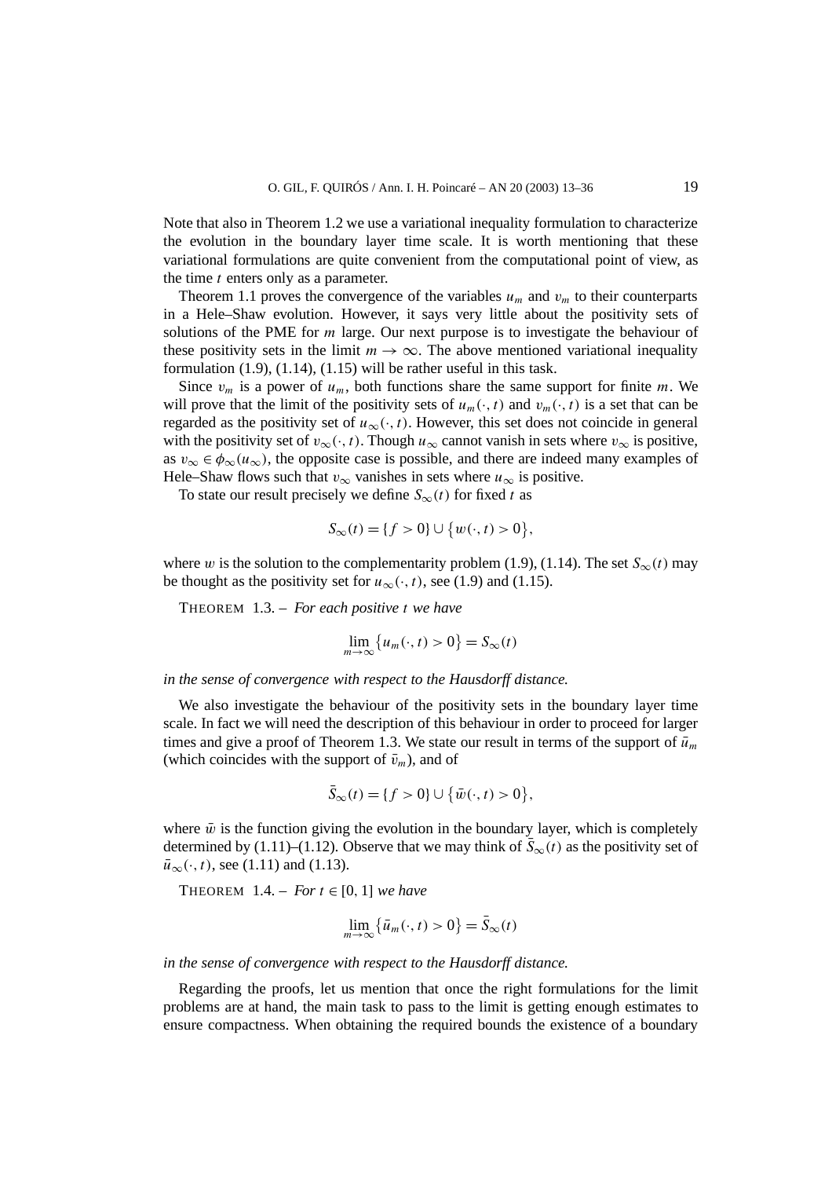Note that also in Theorem 1.2 we use a variational inequality formulation to characterize the evolution in the boundary layer time scale. It is worth mentioning that these variational formulations are quite convenient from the computational point of view, as the time $t$ enters only as a parameter.

Theorem 1.1 proves the convergence of the variables $u_m$ and $v_m$ to their counterparts in a Hele–Shaw evolution. However, it says very little about the positivity sets of solutions of the PME for $m$ large. Our next purpose is to investigate the behaviour of these positivity sets in the limit $m \to \infty$. The above mentioned variational inequality formulation (1.9), (1.14), (1.15) will be rather useful in this task.

Since $v_m$ is a power of $u_m$, both functions share the same support for finite $m$. We will prove that the limit of the positivity sets of $u_m(\cdot, t)$ and $v_m(\cdot, t)$ is a set that can be regarded as the positivity set of $u_\infty(\cdot, t)$. However, this set does not coincide in general with the positivity set of $v_\infty(\cdot, t)$. Though $u_\infty$ cannot vanish in sets where $v_\infty$ is positive, as $v_\infty \in \phi_\infty(u_\infty)$, the opposite case is possible, and there are indeed many examples of Hele–Shaw flows such that $v_\infty$ vanishes in sets where $u_\infty$ is positive.

To state our result precisely we define $S_\infty(t)$ for fixed $t$ as

$$S_\infty(t) = \{f > 0\} \cup \{w(\cdot, t) > 0\},$$

where $w$ is the solution to the complementarity problem (1.9), (1.14). The set $S_\infty(t)$ may be thought as the positivity set for $u_\infty(\cdot, t)$, see (1.9) and (1.15).

THEOREM 1.3. – *For each positive $t$ we have*

$$\lim_{m\to\infty} \{u_m(\cdot, t) > 0\} = S_\infty(t)$$

*in the sense of convergence with respect to the Hausdorff distance.*

We also investigate the behaviour of the positivity sets in the boundary layer time scale. In fact we will need the description of this behaviour in order to proceed for larger times and give a proof of Theorem 1.3. We state our result in terms of the support of $\bar{u}_m$ (which coincides with the support of $\bar{v}_m$), and of

$$\bar{S}_\infty(t) = \{f > 0\} \cup \{\bar{w}(\cdot, t) > 0\},$$

where $\bar{w}$ is the function giving the evolution in the boundary layer, which is completely determined by (1.11)–(1.12). Observe that we may think of $\bar{S}_\infty(t)$ as the positivity set of $\bar{u}_\infty(\cdot, t)$, see (1.11) and (1.13).

THEOREM 1.4. – *For $t \in [0, 1]$ we have*

$$\lim_{m\to\infty} \{\bar{u}_m(\cdot, t) > 0\} = \bar{S}_\infty(t)$$

*in the sense of convergence with respect to the Hausdorff distance.*

Regarding the proofs, let us mention that once the right formulations for the limit problems are at hand, the main task to pass to the limit is getting enough estimates to ensure compactness. When obtaining the required bounds the existence of a boundary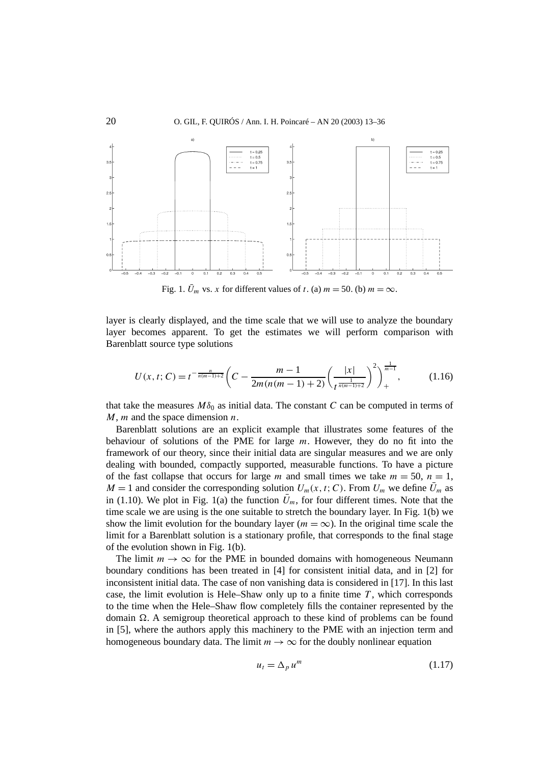Fig. 1. $\bar{U}_m$ vs. $x$ for different values of $t$. (a) $m = 50$. (b) $m = \infty$.

layer is clearly displayed, and the time scale that we will use to analyze the boundary layer becomes apparent. To get the estimates we will perform comparison with Barenblatt source type solutions

$$U(x, t; C) = t^{-\frac{n}{n(m-1)+2}} \left( C - \frac{m-1}{2m(n(m-1)+2)} \left( \frac{|x|}{t^{\frac{1}{n(m-1)+2}}} \right)^2 \right)_+^{\frac{1}{m-1}}, \tag{1.16}$$

that take the measures $M\delta_0$ as initial data. The constant $C$ can be computed in terms of $M$, $m$ and the space dimension $n$.

Barenblatt solutions are an explicit example that illustrates some features of the behaviour of solutions of the PME for large $m$. However, they do no fit into the framework of our theory, since their initial data are singular measures and we are only dealing with bounded, compactly supported, measurable functions. To have a picture of the fast collapse that occurs for large $m$ and small times we take $m = 50$, $n = 1$, $M = 1$ and consider the corresponding solution $U_m(x, t; C)$. From $U_m$ we define $\bar{U}_m$ as in (1.10). We plot in Fig. 1(a) the function $\bar{U}_m$, for four different times. Note that the time scale we are using is the one suitable to stretch the boundary layer. In Fig. 1(b) we show the limit evolution for the boundary layer ($m = \infty$). In the original time scale the limit for a Barenblatt solution is a stationary profile, that corresponds to the final stage of the evolution shown in Fig. 1(b).

The limit $m \to \infty$ for the PME in bounded domains with homogeneous Neumann boundary conditions has been treated in [4] for consistent initial data, and in [2] for inconsistent initial data. The case of non vanishing data is considered in [17]. In this last case, the limit evolution is Hele–Shaw only up to a finite time $T$, which corresponds to the time when the Hele–Shaw flow completely fills the container represented by the domain $\Omega$. A semigroup theoretical approach to these kind of problems can be found in [5], where the authors apply this machinery to the PME with an injection term and homogeneous boundary data. The limit $m \to \infty$ for the doubly nonlinear equation

$$u_t = \Delta_p u^m \tag{1.17}$$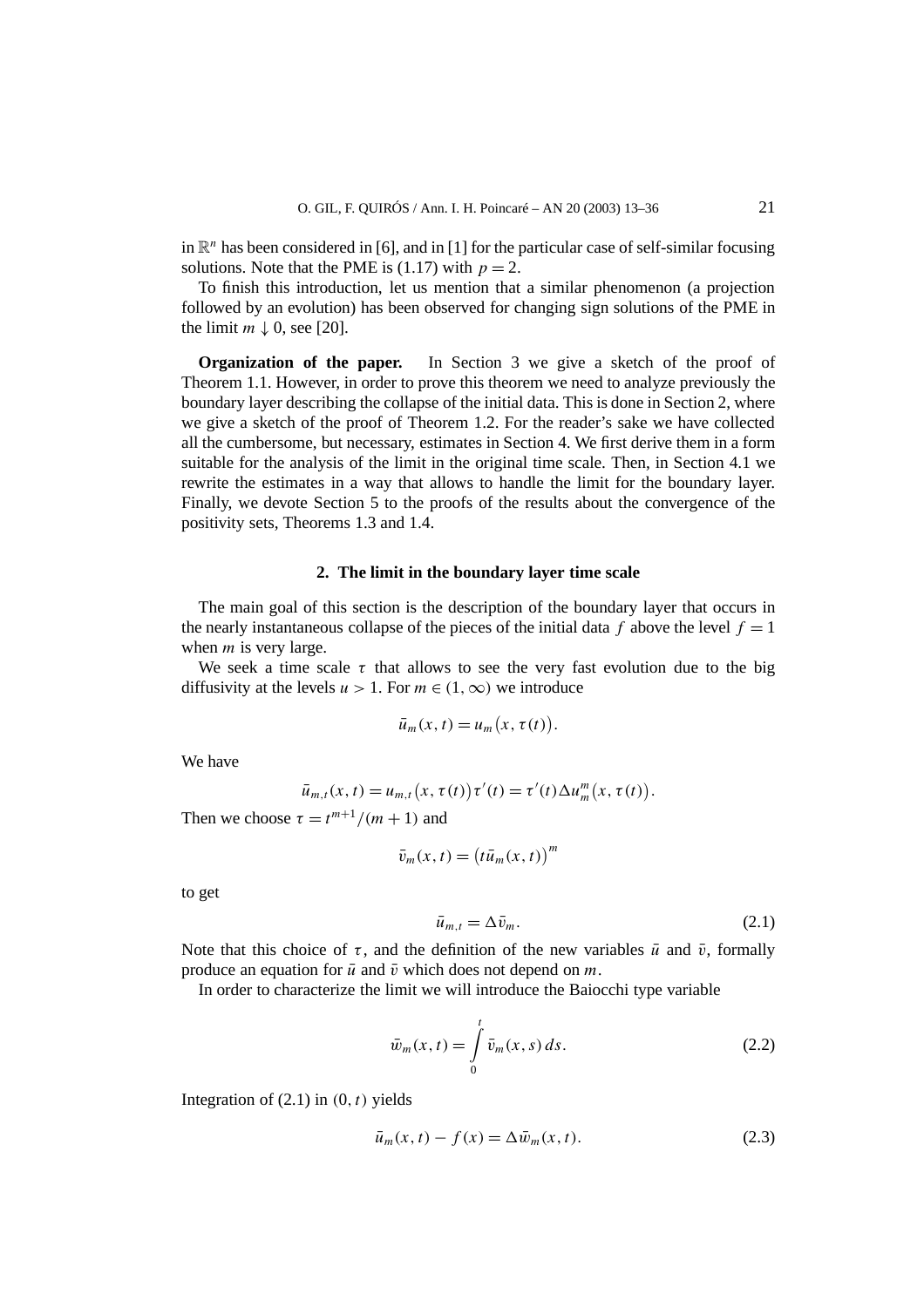in $\mathbb{R}^n$ has been considered in [6], and in [1] for the particular case of self-similar focusing solutions. Note that the PME is (1.17) with $p = 2$.

To finish this introduction, let us mention that a similar phenomenon (a projection followed by an evolution) has been observed for changing sign solutions of the PME in the limit $m \downarrow 0$, see [20].

**Organization of the paper.** In Section 3 we give a sketch of the proof of Theorem 1.1. However, in order to prove this theorem we need to analyze previously the boundary layer describing the collapse of the initial data. This is done in Section 2, where we give a sketch of the proof of Theorem 1.2. For the reader's sake we have collected all the cumbersome, but necessary, estimates in Section 4. We first derive them in a form suitable for the analysis of the limit in the original time scale. Then, in Section 4.1 we rewrite the estimates in a way that allows to handle the limit for the boundary layer. Finally, we devote Section 5 to the proofs of the results about the convergence of the positivity sets, Theorems 1.3 and 1.4.

## 2. The limit in the boundary layer time scale

The main goal of this section is the description of the boundary layer that occurs in the nearly instantaneous collapse of the pieces of the initial data $f$ above the level $f = 1$ when $m$ is very large.

We seek a time scale $\tau$ that allows to see the very fast evolution due to the big diffusivity at the levels $u > 1$. For $m \in (1, \infty)$ we introduce

$$\bar{u}_m(x,t) = u_m\big(x, \tau(t)\big).$$

We have

$$\bar{u}_{m,t}(x,t) = u_{m,t}\big(x, \tau(t)\big)\tau'(t) = \tau'(t)\Delta u_m^m\big(x, \tau(t)\big).$$

Then we choose $\tau = t^{m+1}/(m+1)$ and

$$\bar{v}_m(x,t) = \big(t\bar{u}_m(x,t)\big)^m$$

to get

$$\bar{u}_{m,t} = \Delta \bar{v}_m. \tag{2.1}$$

Note that this choice of $\tau$, and the definition of the new variables $\bar{u}$ and $\bar{v}$, formally produce an equation for $\bar{u}$ and $\bar{v}$ which does not depend on $m$.

In order to characterize the limit we will introduce the Baiocchi type variable

$$\bar{w}_m(x,t) = \int_0^t \bar{v}_m(x,s)\,ds. \tag{2.2}$$

Integration of (2.1) in $(0,t)$ yields

$$\bar{u}_m(x,t) - f(x) = \Delta \bar{w}_m(x,t). \tag{2.3}$$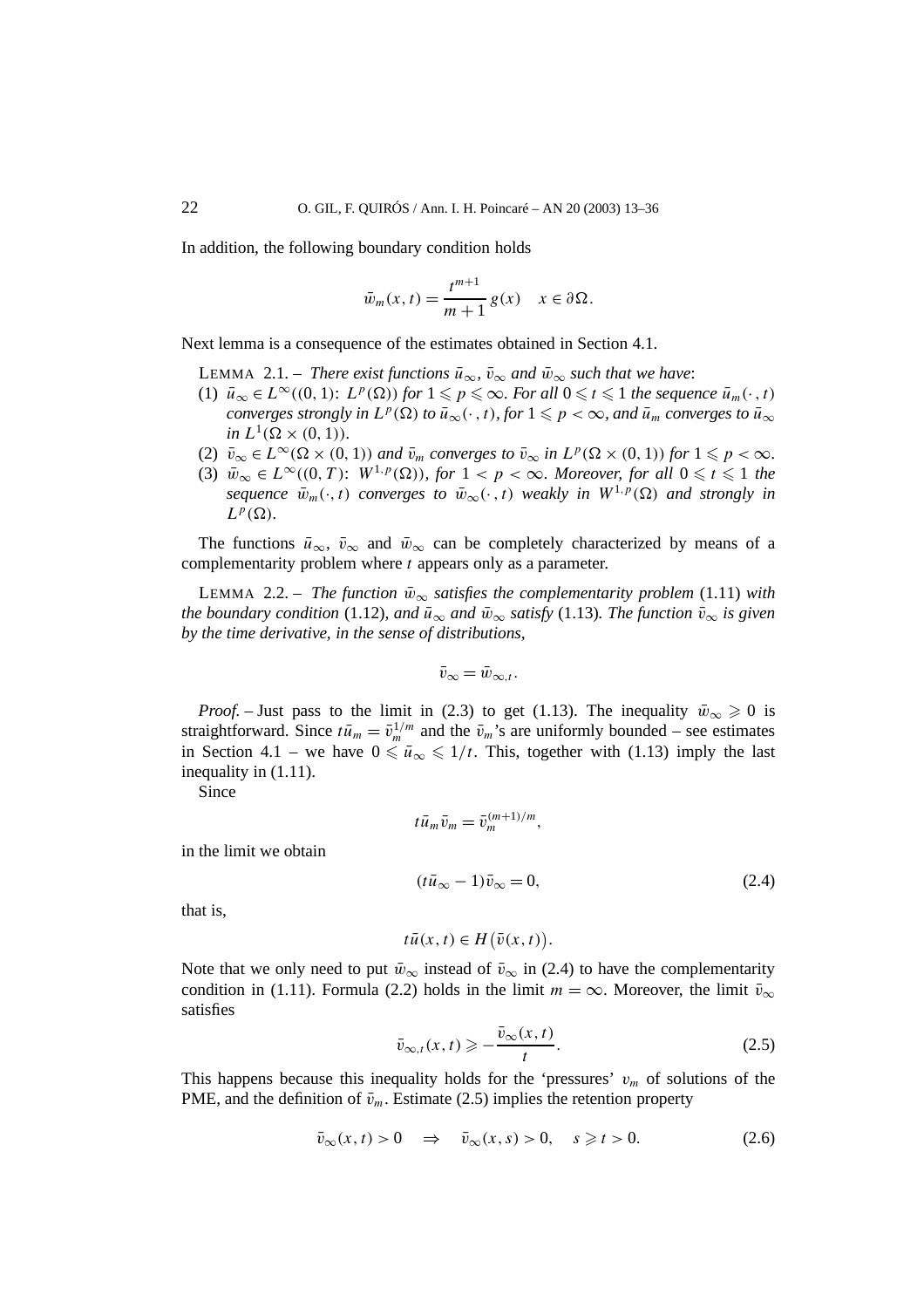In addition, the following boundary condition holds

$$\bar{w}_m(x,t) = \frac{t^{m+1}}{m+1}\, g(x) \quad x \in \partial\Omega.$$

Next lemma is a consequence of the estimates obtained in Section 4.1.

LEMMA 2.1. – *There exist functions $\bar{u}_\infty$, $\bar{v}_\infty$ and $\bar{w}_\infty$ such that we have*:

1. $\bar{u}_\infty \in L^\infty((0,1)\colon L^p(\Omega))$ *for* $1 \leqslant p \leqslant \infty$. *For all* $0 \leqslant t \leqslant 1$ *the sequence* $\bar{u}_m(\cdot,t)$ *converges strongly in* $L^p(\Omega)$ *to* $\bar{u}_\infty(\cdot,t)$, *for* $1 \leqslant p < \infty$, *and* $\bar{u}_m$ *converges to* $\bar{u}_\infty$ *in* $L^1(\Omega \times (0,1))$.
2. $\bar{v}_\infty \in L^\infty(\Omega \times (0,1))$ *and* $\bar{v}_m$ *converges to* $\bar{v}_\infty$ *in* $L^p(\Omega \times (0,1))$ *for* $1 \leqslant p < \infty$.
3. $\bar{w}_\infty \in L^\infty((0,T)\colon W^{1,p}(\Omega))$, *for* $1 < p < \infty$. *Moreover, for all* $0 \leqslant t \leqslant 1$ *the sequence* $\bar{w}_m(\cdot,t)$ *converges to* $\bar{w}_\infty(\cdot,t)$ *weakly in* $W^{1,p}(\Omega)$ *and strongly in* $L^p(\Omega)$.

The functions $\bar{u}_\infty$, $\bar{v}_\infty$ and $\bar{w}_\infty$ can be completely characterized by means of a complementarity problem where $t$ appears only as a parameter.

LEMMA 2.2. – *The function $\bar{w}_\infty$ satisfies the complementarity problem* (1.11) *with the boundary condition* (1.12), *and $\bar{u}_\infty$ and $\bar{w}_\infty$ satisfy* (1.13). *The function $\bar{v}_\infty$ is given by the time derivative, in the sense of distributions,*

$$\bar{v}_\infty = \bar{w}_{\infty,t}.$$

*Proof.* – Just pass to the limit in (2.3) to get (1.13). The inequality $\bar{w}_\infty \geqslant 0$ is straightforward. Since $t\bar{u}_m = \bar{v}_m^{1/m}$ and the $\bar{v}_m$'s are uniformly bounded – see estimates in Section 4.1 – we have $0 \leqslant \bar{u}_\infty \leqslant 1/t$. This, together with (1.13) imply the last inequality in (1.11).

Since

$$t\bar{u}_m\bar{v}_m = \bar{v}_m^{(m+1)/m},$$

in the limit we obtain

$$(t\bar{u}_\infty - 1)\bar{v}_\infty = 0, \tag{2.4}$$

that is,

$$t\bar{u}(x,t) \in H\big(\bar{v}(x,t)\big).$$

Note that we only need to put $\bar{w}_\infty$ instead of $\bar{v}_\infty$ in (2.4) to have the complementarity condition in (1.11). Formula (2.2) holds in the limit $m = \infty$. Moreover, the limit $\bar{v}_\infty$ satisfies

$$\bar{v}_{\infty,t}(x,t) \geqslant -\frac{\bar{v}_\infty(x,t)}{t}. \tag{2.5}$$

This happens because this inequality holds for the 'pressures' $v_m$ of solutions of the PME, and the definition of $\bar{v}_m$. Estimate (2.5) implies the retention property

$$\bar{v}_\infty(x,t) > 0 \quad \Rightarrow \quad \bar{v}_\infty(x,s) > 0, \quad s \geqslant t > 0. \tag{2.6}$$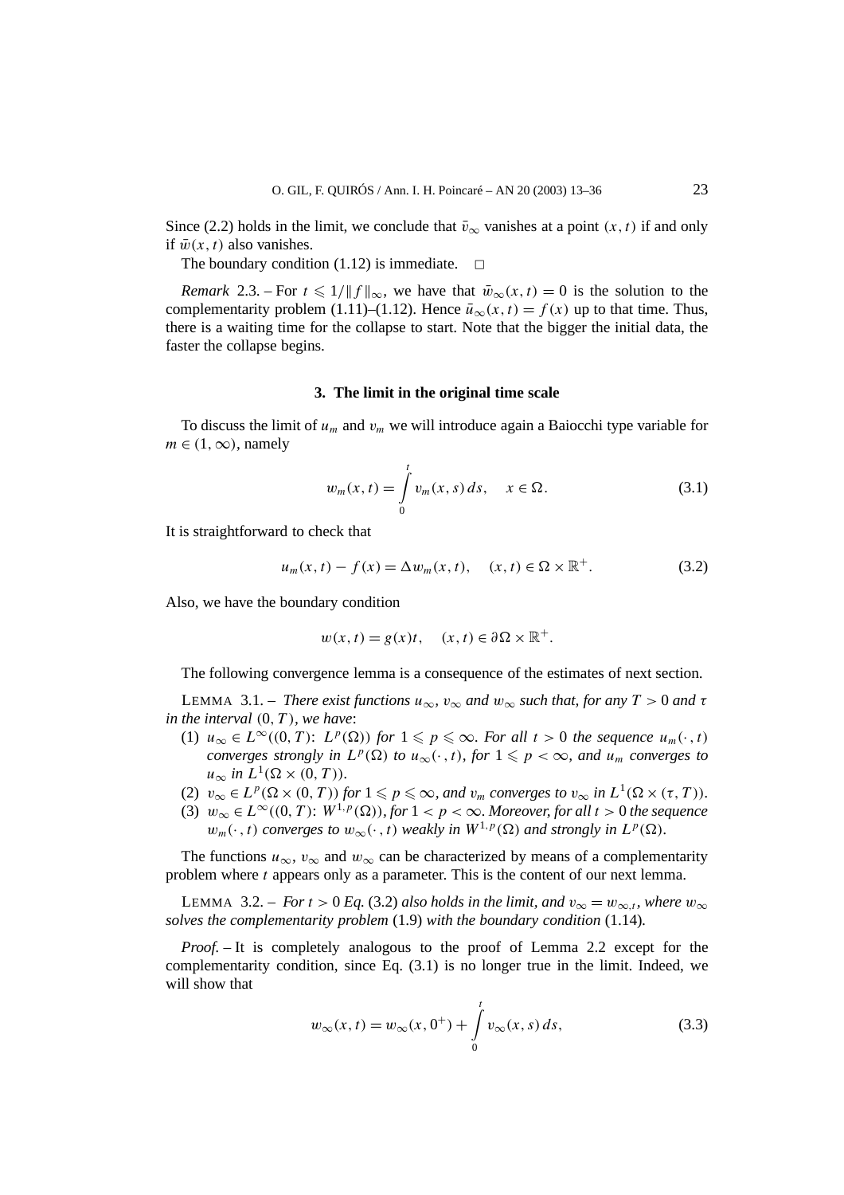Since (2.2) holds in the limit, we conclude that $\bar{v}_\infty$ vanishes at a point $(x, t)$ if and only if $\bar{w}(x, t)$ also vanishes.

The boundary condition (1.12) is immediate. $\square$

*Remark* 2.3. – For $t \leqslant 1/\|f\|_\infty$, we have that $\bar{w}_\infty(x, t) = 0$ is the solution to the complementarity problem (1.11)–(1.12). Hence $\bar{u}_\infty(x, t) = f(x)$ up to that time. Thus, there is a waiting time for the collapse to start. Note that the bigger the initial data, the faster the collapse begins.

## 3. The limit in the original time scale

To discuss the limit of $u_m$ and $v_m$ we will introduce again a Baiocchi type variable for $m \in (1, \infty)$, namely

$$w_m(x, t) = \int_0^t v_m(x, s)\, ds, \quad x \in \Omega. \tag{3.1}$$

It is straightforward to check that

$$u_m(x, t) - f(x) = \Delta w_m(x, t), \quad (x, t) \in \Omega \times \mathbb{R}^+. \tag{3.2}$$

Also, we have the boundary condition

$$w(x, t) = g(x)t, \quad (x, t) \in \partial\Omega \times \mathbb{R}^+.$$

The following convergence lemma is a consequence of the estimates of next section.

LEMMA 3.1. – *There exist functions $u_\infty$, $v_\infty$ and $w_\infty$ such that, for any $T > 0$ and $\tau$ in the interval $(0, T)$, we have*:

1. $u_\infty \in L^\infty((0, T)$: $L^p(\Omega))$ *for* $1 \leqslant p \leqslant \infty$. *For all* $t > 0$ *the sequence* $u_m(\cdot, t)$ *converges strongly in* $L^p(\Omega)$ *to* $u_\infty(\cdot, t)$, *for* $1 \leqslant p < \infty$, *and* $u_m$ *converges to* $u_\infty$ *in* $L^1(\Omega \times (0, T))$.
2. $v_\infty \in L^p(\Omega \times (0, T))$ *for* $1 \leqslant p \leqslant \infty$, *and* $v_m$ *converges to* $v_\infty$ *in* $L^1(\Omega \times (\tau, T))$.
3. $w_\infty \in L^\infty((0, T)$: $W^{1,p}(\Omega))$, *for* $1 < p < \infty$. *Moreover, for all* $t > 0$ *the sequence* $w_m(\cdot, t)$ *converges to* $w_\infty(\cdot, t)$ *weakly in* $W^{1,p}(\Omega)$ *and strongly in* $L^p(\Omega)$.

The functions $u_\infty$, $v_\infty$ and $w_\infty$ can be characterized by means of a complementarity problem where $t$ appears only as a parameter. This is the content of our next lemma.

LEMMA 3.2. – *For $t > 0$ Eq.* (3.2) *also holds in the limit, and $v_\infty = w_{\infty,t}$, where $w_\infty$ solves the complementarity problem* (1.9) *with the boundary condition* (1.14).

*Proof.* – It is completely analogous to the proof of Lemma 2.2 except for the complementarity condition, since Eq. (3.1) is no longer true in the limit. Indeed, we will show that

$$w_\infty(x, t) = w_\infty(x, 0^+) + \int_0^t v_\infty(x, s)\, ds, \tag{3.3}$$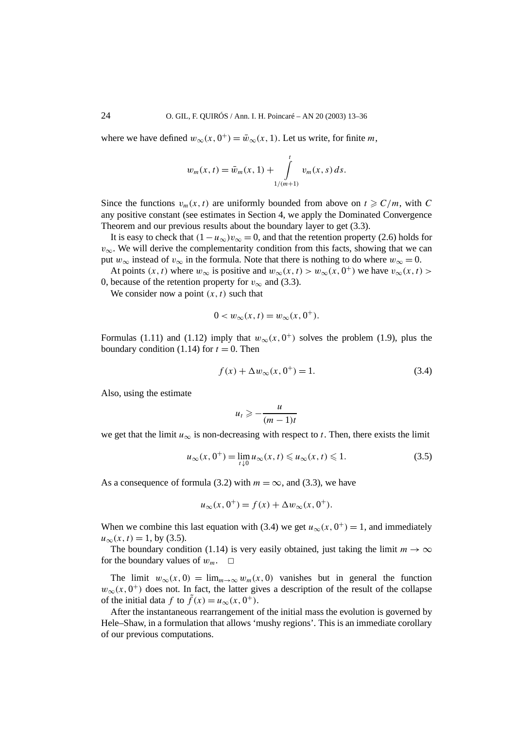where we have defined $w_\infty(x,0^+) = \bar{w}_\infty(x,1)$. Let us write, for finite $m$,

$$w_m(x,t) = \bar{w}_m(x,1) + \int_{1/(m+1)}^{t} v_m(x,s)\,ds.$$

Since the functions $v_m(x,t)$ are uniformly bounded from above on $t \geqslant C/m$, with $C$ any positive constant (see estimates in Section 4, we apply the Dominated Convergence Theorem and our previous results about the boundary layer to get (3.3).

It is easy to check that $(1-u_\infty)v_\infty = 0$, and that the retention property (2.6) holds for $v_\infty$. We will derive the complementarity condition from this facts, showing that we can put $w_\infty$ instead of $v_\infty$ in the formula. Note that there is nothing to do where $w_\infty = 0$.

At points $(x,t)$ where $w_\infty$ is positive and $w_\infty(x,t) > w_\infty(x,0^+)$ we have $v_\infty(x,t) > 0$, because of the retention property for $v_\infty$ and (3.3).

We consider now a point $(x,t)$ such that

$$0 < w_\infty(x,t) = w_\infty(x,0^+).$$

Formulas (1.11) and (1.12) imply that $w_\infty(x,0^+)$ solves the problem (1.9), plus the boundary condition (1.14) for $t = 0$. Then

$$f(x) + \Delta w_\infty(x,0^+) = 1. \tag{3.4}$$

Also, using the estimate

$$u_t \geqslant -\frac{u}{(m-1)t}$$

we get that the limit $u_\infty$ is non-decreasing with respect to $t$. Then, there exists the limit

$$u_\infty(x,0^+) = \lim_{t\downarrow 0} u_\infty(x,t) \leqslant u_\infty(x,t) \leqslant 1. \tag{3.5}$$

As a consequence of formula (3.2) with $m = \infty$, and (3.3), we have

$$u_\infty(x,0^+) = f(x) + \Delta w_\infty(x,0^+).$$

When we combine this last equation with (3.4) we get $u_\infty(x,0^+) = 1$, and immediately $u_\infty(x,t) = 1$, by (3.5).

The boundary condition (1.14) is very easily obtained, just taking the limit $m \to \infty$ for the boundary values of $w_m$. $\square$

The limit $w_\infty(x,0) = \lim_{m\to\infty} w_m(x,0)$ vanishes but in general the function $w_\infty(x,0^+)$ does not. In fact, the latter gives a description of the result of the collapse of the initial data $f$ to $\tilde{f}(x) = u_\infty(x,0^+)$.

After the instantaneous rearrangement of the initial mass the evolution is governed by Hele–Shaw, in a formulation that allows 'mushy regions'. This is an immediate corollary of our previous computations.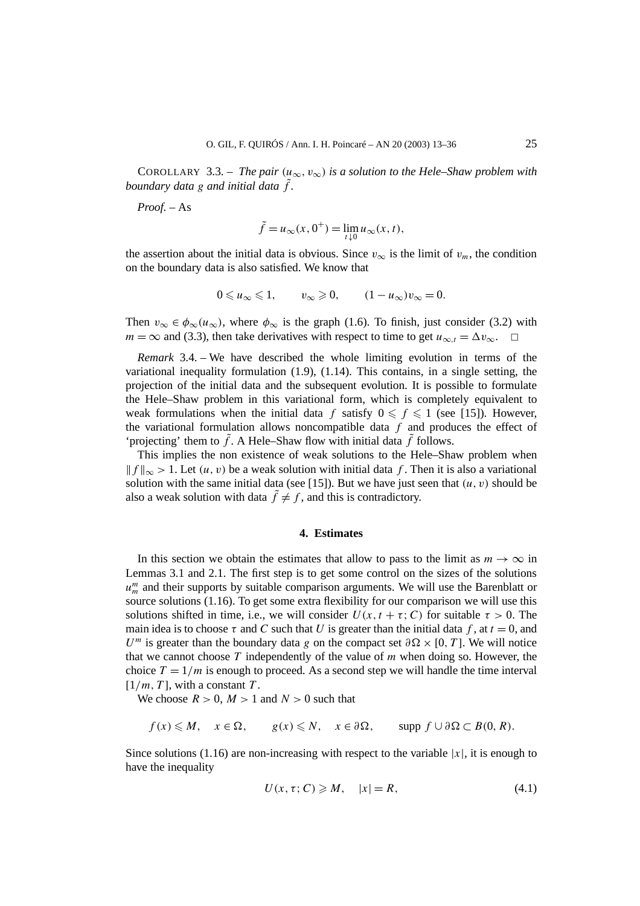COROLLARY 3.3. – *The pair $(u_\infty, v_\infty)$ is a solution to the Hele–Shaw problem with boundary data $g$ and initial data $\tilde{f}$.*

*Proof.* – As

$$\tilde{f} = u_\infty(x, 0^+) = \lim_{t \downarrow 0} u_\infty(x, t),$$

the assertion about the initial data is obvious. Since $v_\infty$ is the limit of $v_m$, the condition on the boundary data is also satisfied. We know that

$$0 \leqslant u_\infty \leqslant 1, \qquad v_\infty \geqslant 0, \qquad (1 - u_\infty) v_\infty = 0.$$

Then $v_\infty \in \phi_\infty(u_\infty)$, where $\phi_\infty$ is the graph (1.6). To finish, just consider (3.2) with $m = \infty$ and (3.3), then take derivatives with respect to time to get $u_{\infty,t} = \Delta v_\infty$. $\square$

*Remark* 3.4. – We have described the whole limiting evolution in terms of the variational inequality formulation (1.9), (1.14). This contains, in a single setting, the projection of the initial data and the subsequent evolution. It is possible to formulate the Hele–Shaw problem in this variational form, which is completely equivalent to weak formulations when the initial data $f$ satisfy $0 \leqslant f \leqslant 1$ (see [15]). However, the variational formulation allows noncompatible data $f$ and produces the effect of 'projecting' them to $\tilde{f}$. A Hele–Shaw flow with initial data $\tilde{f}$ follows.

This implies the non existence of weak solutions to the Hele–Shaw problem when $\|f\|_\infty > 1$. Let $(u, v)$ be a weak solution with initial data $f$. Then it is also a variational solution with the same initial data (see [15]). But we have just seen that $(u, v)$ should be also a weak solution with data $\tilde{f} \neq f$, and this is contradictory.

## 4. Estimates

In this section we obtain the estimates that allow to pass to the limit as $m \to \infty$ in Lemmas 3.1 and 2.1. The first step is to get some control on the sizes of the solutions $u_m^m$ and their supports by suitable comparison arguments. We will use the Barenblatt or source solutions (1.16). To get some extra flexibility for our comparison we will use this solutions shifted in time, i.e., we will consider $U(x, t + \tau; C)$ for suitable $\tau > 0$. The main idea is to choose $\tau$ and $C$ such that $U$ is greater than the initial data $f$, at $t = 0$, and $U^m$ is greater than the boundary data $g$ on the compact set $\partial\Omega \times [0, T]$. We will notice that we cannot choose $T$ independently of the value of $m$ when doing so. However, the choice $T = 1/m$ is enough to proceed. As a second step we will handle the time interval $[1/m, T]$, with a constant $T$.

We choose $R > 0$, $M > 1$ and $N > 0$ such that

$$f(x) \leqslant M, \quad x \in \Omega, \qquad g(x) \leqslant N, \quad x \in \partial\Omega, \qquad \operatorname{supp} f \cup \partial\Omega \subset B(0, R).$$

Since solutions (1.16) are non-increasing with respect to the variable $|x|$, it is enough to have the inequality

$$U(x, \tau; C) \geqslant M, \quad |x| = R, \tag{4.1}$$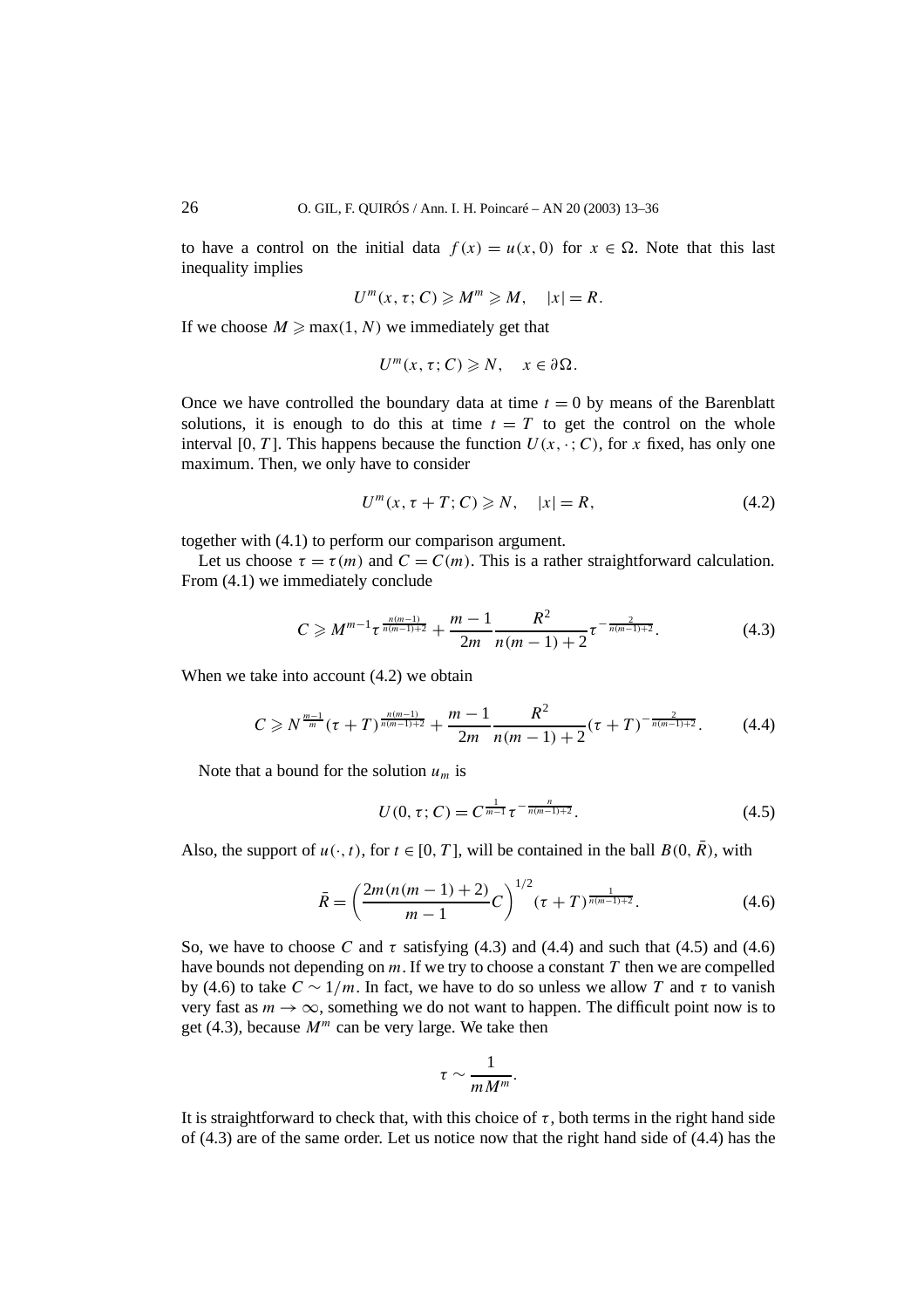to have a control on the initial data $f(x) = u(x,0)$ for $x \in \Omega$. Note that this last inequality implies

$$U^m(x,\tau;C) \geqslant M^m \geqslant M, \quad |x| = R.$$

If we choose $M \geqslant \max(1,N)$ we immediately get that

$$U^m(x,\tau;C) \geqslant N, \quad x \in \partial\Omega.$$

Once we have controlled the boundary data at time $t = 0$ by means of the Barenblatt solutions, it is enough to do this at time $t = T$ to get the control on the whole interval $[0,T]$. This happens because the function $U(x,\cdot;C)$, for $x$ fixed, has only one maximum. Then, we only have to consider

$$U^m(x,\tau+T;C) \geqslant N, \quad |x| = R, \tag{4.2}$$

together with (4.1) to perform our comparison argument.

Let us choose $\tau = \tau(m)$ and $C = C(m)$. This is a rather straightforward calculation. From (4.1) we immediately conclude

$$C \geqslant M^{m-1}\tau^{\frac{n(m-1)}{n(m-1)+2}} + \frac{m-1}{2m}\frac{R^2}{n(m-1)+2}\tau^{-\frac{2}{n(m-1)+2}}. \tag{4.3}$$

When we take into account (4.2) we obtain

$$C \geqslant N^{\frac{m-1}{m}}(\tau+T)^{\frac{n(m-1)}{n(m-1)+2}} + \frac{m-1}{2m}\frac{R^2}{n(m-1)+2}(\tau+T)^{-\frac{2}{n(m-1)+2}}. \tag{4.4}$$

Note that a bound for the solution $u_m$ is

$$U(0,\tau;C) = C^{\frac{1}{m-1}}\tau^{-\frac{n}{n(m-1)+2}}. \tag{4.5}$$

Also, the support of $u(\cdot,t)$, for $t \in [0,T]$, will be contained in the ball $B(0,\bar{R})$, with

$$\bar{R} = \left(\frac{2m(n(m-1)+2)}{m-1}C\right)^{1/2}(\tau+T)^{\frac{1}{n(m-1)+2}}. \tag{4.6}$$

So, we have to choose $C$ and $\tau$ satisfying (4.3) and (4.4) and such that (4.5) and (4.6) have bounds not depending on $m$. If we try to choose a constant $T$ then we are compelled by (4.6) to take $C \sim 1/m$. In fact, we have to do so unless we allow $T$ and $\tau$ to vanish very fast as $m \to \infty$, something we do not want to happen. The difficult point now is to get (4.3), because $M^m$ can be very large. We take then

$$\tau \sim \frac{1}{mM^m}.$$

It is straightforward to check that, with this choice of $\tau$, both terms in the right hand side of (4.3) are of the same order. Let us notice now that the right hand side of (4.4) has the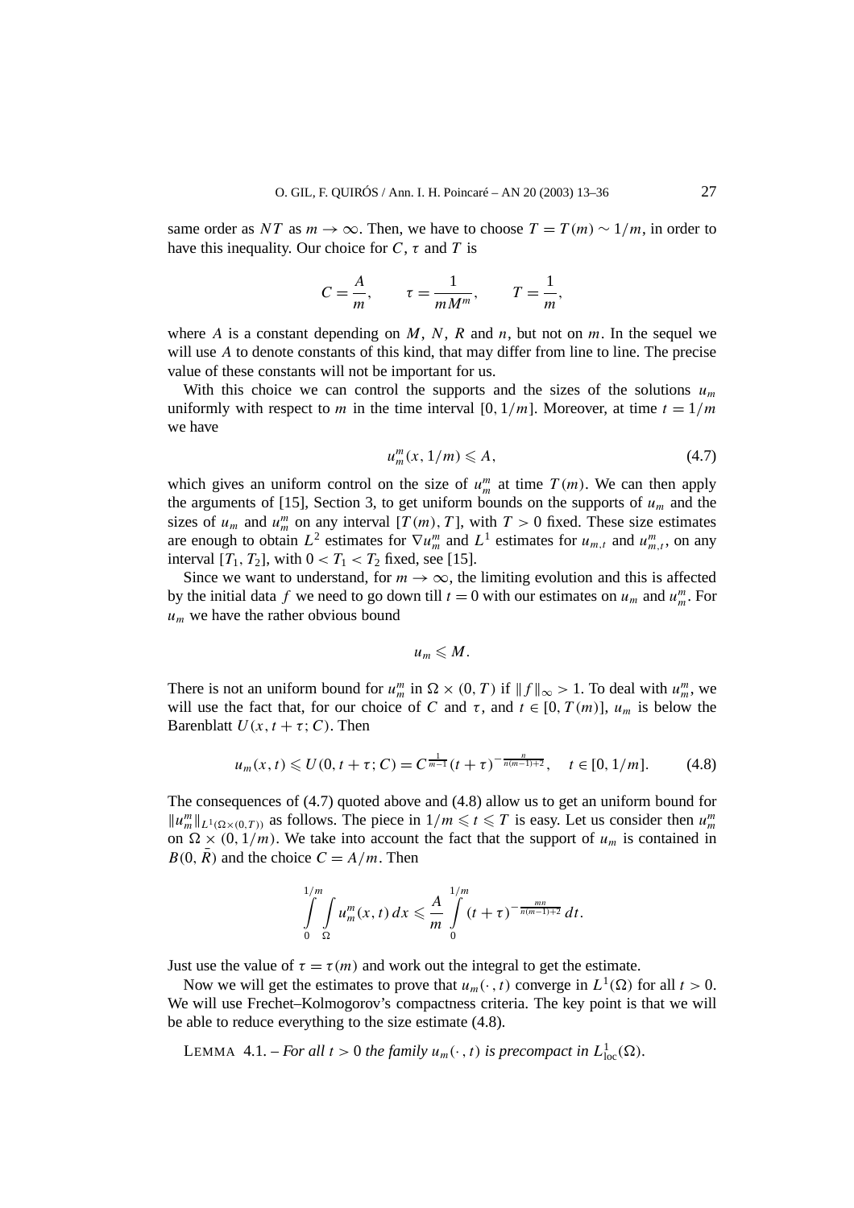same order as $NT$ as $m \to \infty$. Then, we have to choose $T = T(m) \sim 1/m$, in order to have this inequality. Our choice for $C$, $\tau$ and $T$ is

$$C = \frac{A}{m}, \qquad \tau = \frac{1}{mM^m}, \qquad T = \frac{1}{m},$$

where $A$ is a constant depending on $M$, $N$, $R$ and $n$, but not on $m$. In the sequel we will use $A$ to denote constants of this kind, that may differ from line to line. The precise value of these constants will not be important for us.

With this choice we can control the supports and the sizes of the solutions $u_m$ uniformly with respect to $m$ in the time interval $[0, 1/m]$. Moreover, at time $t = 1/m$ we have

$$u_m^m(x, 1/m) \leqslant A, \tag{4.7}$$

which gives an uniform control on the size of $u_m^m$ at time $T(m)$. We can then apply the arguments of [15], Section 3, to get uniform bounds on the supports of $u_m$ and the sizes of $u_m$ and $u_m^m$ on any interval $[T(m), T]$, with $T > 0$ fixed. These size estimates are enough to obtain $L^2$ estimates for $\nabla u_m^m$ and $L^1$ estimates for $u_{m,t}$ and $u_{m,t}^m$, on any interval $[T_1, T_2]$, with $0 < T_1 < T_2$ fixed, see [15].

Since we want to understand, for $m \to \infty$, the limiting evolution and this is affected by the initial data $f$ we need to go down till $t = 0$ with our estimates on $u_m$ and $u_m^m$. For $u_m$ we have the rather obvious bound

$$u_m \leqslant M.$$

There is not an uniform bound for $u_m^m$ in $\Omega \times (0, T)$ if $\|f\|_\infty > 1$. To deal with $u_m^m$, we will use the fact that, for our choice of $C$ and $\tau$, and $t \in [0, T(m)]$, $u_m$ is below the Barenblatt $U(x, t + \tau; C)$. Then

$$u_m(x, t) \leqslant U(0, t + \tau; C) = C^{\frac{1}{m-1}}(t + \tau)^{-\frac{n}{n(m-1)+2}}, \quad t \in [0, 1/m]. \tag{4.8}$$

The consequences of (4.7) quoted above and (4.8) allow us to get an uniform bound for $\|u_m^m\|_{L^1(\Omega \times (0,T))}$ as follows. The piece in $1/m \leqslant t \leqslant T$ is easy. Let us consider then $u_m^m$ on $\Omega \times (0, 1/m)$. We take into account the fact that the support of $u_m$ is contained in $B(0, \bar{R})$ and the choice $C = A/m$. Then

$$\int_0^{1/m} \int_\Omega u_m^m(x, t)\, dx \leqslant \frac{A}{m} \int_0^{1/m} (t + \tau)^{-\frac{mn}{n(m-1)+2}}\, dt.$$

Just use the value of $\tau = \tau(m)$ and work out the integral to get the estimate.

Now we will get the estimates to prove that $u_m(\cdot, t)$ converge in $L^1(\Omega)$ for all $t > 0$. We will use Frechet–Kolmogorov's compactness criteria. The key point is that we will be able to reduce everything to the size estimate (4.8).

LEMMA 4.1. – *For all $t > 0$ the family $u_m(\cdot, t)$ is precompact in $L^1_{\text{loc}}(\Omega)$.*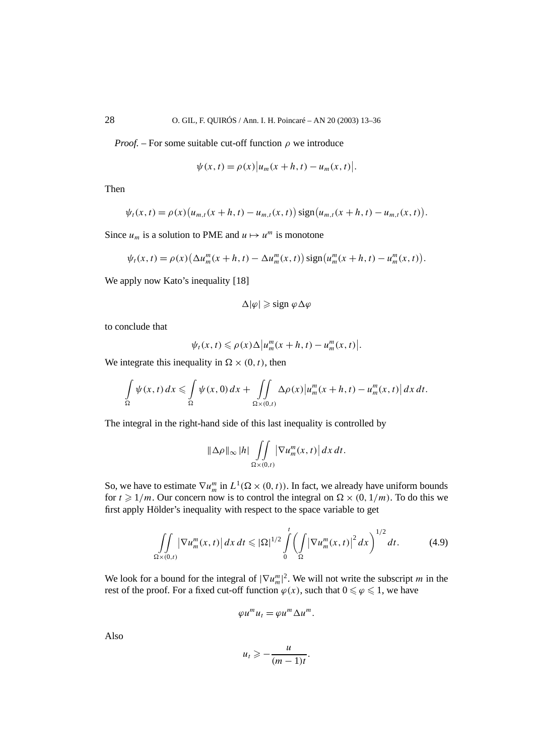*Proof.* – For some suitable cut-off function $\rho$ we introduce

$$\psi(x,t) = \rho(x)\big|u_m(x+h,t) - u_m(x,t)\big|.$$

Then

$$\psi_t(x,t) = \rho(x)\big(u_{m,t}(x+h,t) - u_{m,t}(x,t)\big)\,\mathrm{sign}\big(u_{m,t}(x+h,t) - u_{m,t}(x,t)\big).$$

Since $u_m$ is a solution to PME and $u \mapsto u^m$ is monotone

$$\psi_t(x,t) = \rho(x)\big(\Delta u_m^m(x+h,t) - \Delta u_m^m(x,t)\big)\,\mathrm{sign}\big(u_m^m(x+h,t) - u_m^m(x,t)\big).$$

We apply now Kato's inequality [18]

$$\Delta|\varphi| \geqslant \mathrm{sign}\ \varphi\Delta\varphi$$

to conclude that

$$\psi_t(x,t) \leqslant \rho(x)\Delta\big|u_m^m(x+h,t) - u_m^m(x,t)\big|.$$

We integrate this inequality in $\Omega \times (0,t)$, then

$$\int_\Omega \psi(x,t)\,dx \leqslant \int_\Omega \psi(x,0)\,dx + \iint_{\Omega\times(0,t)} \Delta\rho(x)\big|u_m^m(x+h,t) - u_m^m(x,t)\big|\,dx\,dt.$$

The integral in the right-hand side of this last inequality is controlled by

$$\|\Delta\rho\|_\infty\,|h| \iint_{\Omega\times(0,t)} \big|\nabla u_m^m(x,t)\big|\,dx\,dt.$$

So, we have to estimate $\nabla u_m^m$ in $L^1(\Omega \times (0,t))$. In fact, we already have uniform bounds for $t \geqslant 1/m$. Our concern now is to control the integral on $\Omega \times (0, 1/m)$. To do this we first apply Hölder's inequality with respect to the space variable to get

$$\iint_{\Omega\times(0,t)} \big|\nabla u_m^m(x,t)\big|\,dx\,dt \leqslant |\Omega|^{1/2} \int_0^t \bigg(\int_\Omega \big|\nabla u_m^m(x,t)\big|^2\,dx\bigg)^{1/2} dt. \tag{4.9}$$

We look for a bound for the integral of $|\nabla u_m^m|^2$. We will not write the subscript $m$ in the rest of the proof. For a fixed cut-off function $\varphi(x)$, such that $0 \leqslant \varphi \leqslant 1$, we have

$$\varphi u^m u_t = \varphi u^m \Delta u^m.$$

Also

$$u_t \geqslant -\frac{u}{(m-1)t}.$$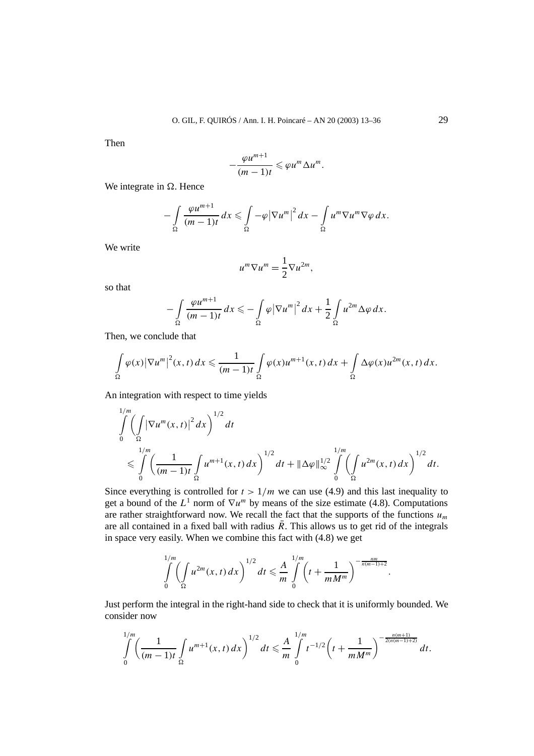Then

$$-\frac{\varphi u^{m+1}}{(m-1)t} \leqslant \varphi u^m \Delta u^m.$$

We integrate in $\Omega$. Hence

$$-\int_\Omega \frac{\varphi u^{m+1}}{(m-1)t}\,dx \leqslant \int_\Omega -\varphi\left|\nabla u^m\right|^2 dx - \int_\Omega u^m \nabla u^m \nabla \varphi\,dx.$$

We write

$$u^m \nabla u^m = \frac{1}{2}\nabla u^{2m},$$

so that

$$-\int_\Omega \frac{\varphi u^{m+1}}{(m-1)t}\,dx \leqslant -\int_\Omega \varphi\left|\nabla u^m\right|^2 dx + \frac{1}{2}\int_\Omega u^{2m}\Delta\varphi\,dx.$$

Then, we conclude that

$$\int_\Omega \varphi(x)\left|\nabla u^m\right|^2(x,t)\,dx \leqslant \frac{1}{(m-1)t}\int_\Omega \varphi(x) u^{m+1}(x,t)\,dx + \int_\Omega \Delta\varphi(x) u^{2m}(x,t)\,dx.$$

An integration with respect to time yields

$$\begin{aligned}
&\int_0^{1/m}\left(\int_\Omega \left|\nabla u^m(x,t)\right|^2 dx\right)^{1/2} dt \\
&\quad\leqslant \int_0^{1/m}\left(\frac{1}{(m-1)t}\int_\Omega u^{m+1}(x,t)\,dx\right)^{1/2} dt + \|\Delta\varphi\|_\infty^{1/2}\int_0^{1/m}\left(\int_\Omega u^{2m}(x,t)\,dx\right)^{1/2} dt.
\end{aligned}$$

Since everything is controlled for $t > 1/m$ we can use (4.9) and this last inequality to get a bound of the $L^1$ norm of $\nabla u^m$ by means of the size estimate (4.8). Computations are rather straightforward now. We recall the fact that the supports of the functions $u_m$ are all contained in a fixed ball with radius $\bar{R}$. This allows us to get rid of the integrals in space very easily. When we combine this fact with (4.8) we get

$$\int_0^{1/m}\left(\int_\Omega u^{2m}(x,t)\,dx\right)^{1/2} dt \leqslant \frac{A}{m}\int_0^{1/m}\left(t + \frac{1}{mM^m}\right)^{-\frac{nm}{n(m-1)+2}}.$$

Just perform the integral in the right-hand side to check that it is uniformly bounded. We consider now

$$\int_0^{1/m}\left(\frac{1}{(m-1)t}\int_\Omega u^{m+1}(x,t)\,dx\right)^{1/2} dt \leqslant \frac{A}{m}\int_0^{1/m} t^{-1/2}\left(t + \frac{1}{mM^m}\right)^{-\frac{n(m+1)}{2(n(m-1)+2)}} dt.$$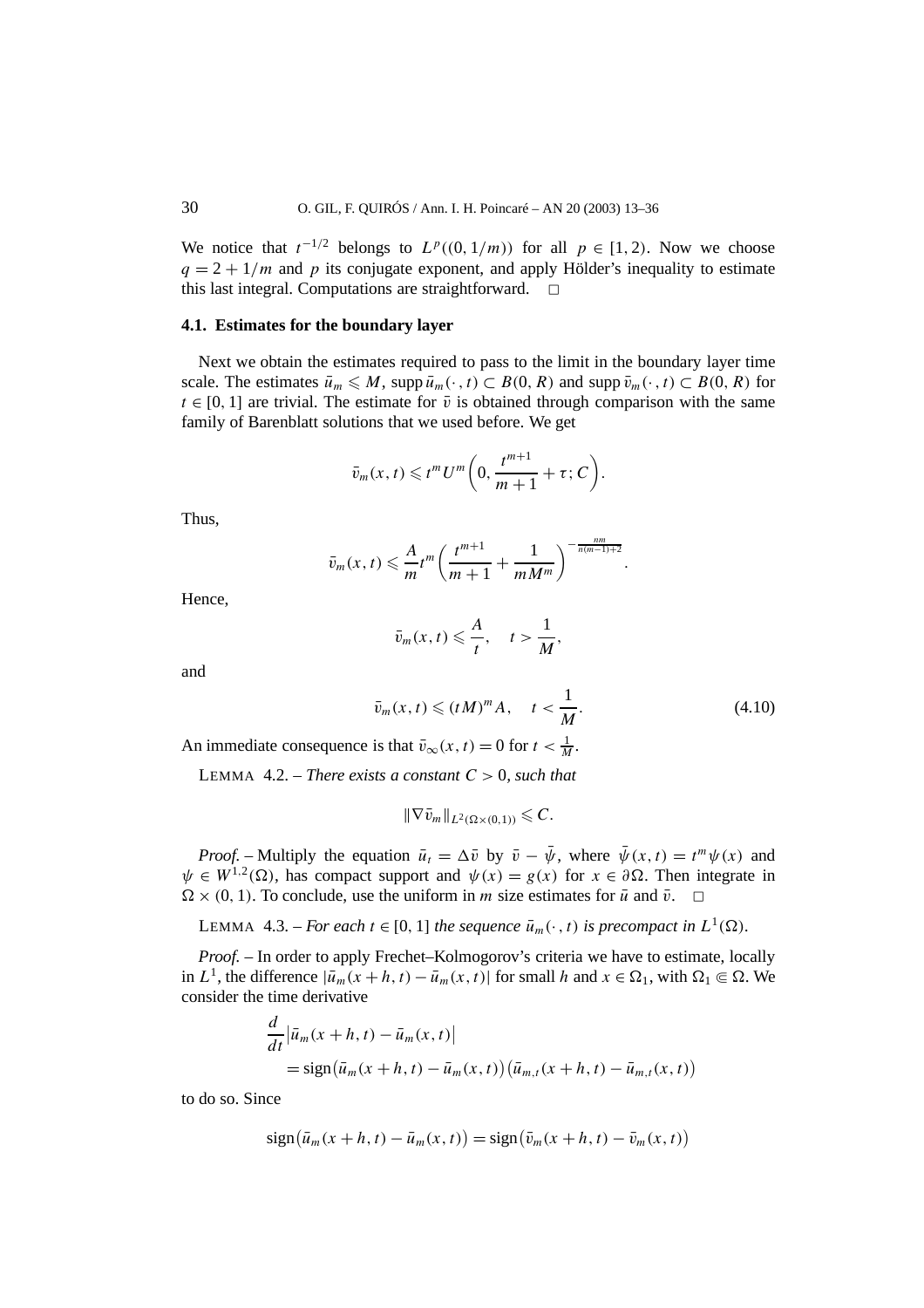We notice that $t^{-1/2}$ belongs to $L^p((0,1/m))$ for all $p \in [1,2)$. Now we choose $q = 2 + 1/m$ and $p$ its conjugate exponent, and apply Hölder's inequality to estimate this last integral. Computations are straightforward. $\square$

### 4.1. Estimates for the boundary layer

Next we obtain the estimates required to pass to the limit in the boundary layer time scale. The estimates $\bar{u}_m \leqslant M$, $\operatorname{supp} \bar{u}_m(\cdot,t) \subset B(0,R)$ and $\operatorname{supp} \bar{v}_m(\cdot,t) \subset B(0,R)$ for $t \in [0,1]$ are trivial. The estimate for $\bar{v}$ is obtained through comparison with the same family of Barenblatt solutions that we used before. We get

$$\bar{v}_m(x,t) \leqslant t^m U^m\left(0, \frac{t^{m+1}}{m+1} + \tau; C\right).$$

Thus,

$$\bar{v}_m(x,t) \leqslant \frac{A}{m} t^m \left(\frac{t^{m+1}}{m+1} + \frac{1}{mM^m}\right)^{-\frac{nm}{n(m-1)+2}}.$$

Hence,

$$\bar{v}_m(x,t) \leqslant \frac{A}{t}, \quad t > \frac{1}{M},$$

and

$$\bar{v}_m(x,t) \leqslant (tM)^m A, \quad t < \frac{1}{M}. \tag{4.10}$$

An immediate consequence is that $\bar{v}_\infty(x,t) = 0$ for $t < \frac{1}{M}$.

LEMMA 4.2. – *There exists a constant $C > 0$, such that*

$$\|\nabla \bar{v}_m\|_{L^2(\Omega \times (0,1))} \leqslant C.$$

*Proof.* – Multiply the equation $\bar{u}_t = \Delta \bar{v}$ by $\bar{v} - \bar{\psi}$, where $\bar{\psi}(x,t) = t^m \psi(x)$ and $\psi \in W^{1,2}(\Omega)$, has compact support and $\psi(x) = g(x)$ for $x \in \partial\Omega$. Then integrate in $\Omega \times (0,1)$. To conclude, use the uniform in $m$ size estimates for $\bar{u}$ and $\bar{v}$. $\square$

LEMMA 4.3. – *For each $t \in [0,1]$ the sequence $\bar{u}_m(\cdot,t)$ is precompact in $L^1(\Omega)$.*

*Proof.* – In order to apply Frechet–Kolmogorov's criteria we have to estimate, locally in $L^1$, the difference $|\bar{u}_m(x+h,t) - \bar{u}_m(x,t)|$ for small $h$ and $x \in \Omega_1$, with $\Omega_1 \Subset \Omega$. We consider the time derivative

$$\begin{aligned}
&\frac{d}{dt}\big|\bar{u}_m(x+h,t) - \bar{u}_m(x,t)\big| \\
&\quad = \operatorname{sign}\big(\bar{u}_m(x+h,t) - \bar{u}_m(x,t)\big)\big(\bar{u}_{m,t}(x+h,t) - \bar{u}_{m,t}(x,t)\big)
\end{aligned}$$

to do so. Since

$$\operatorname{sign}\big(\bar{u}_m(x+h,t) - \bar{u}_m(x,t)\big) = \operatorname{sign}\big(\bar{v}_m(x+h,t) - \bar{v}_m(x,t)\big)$$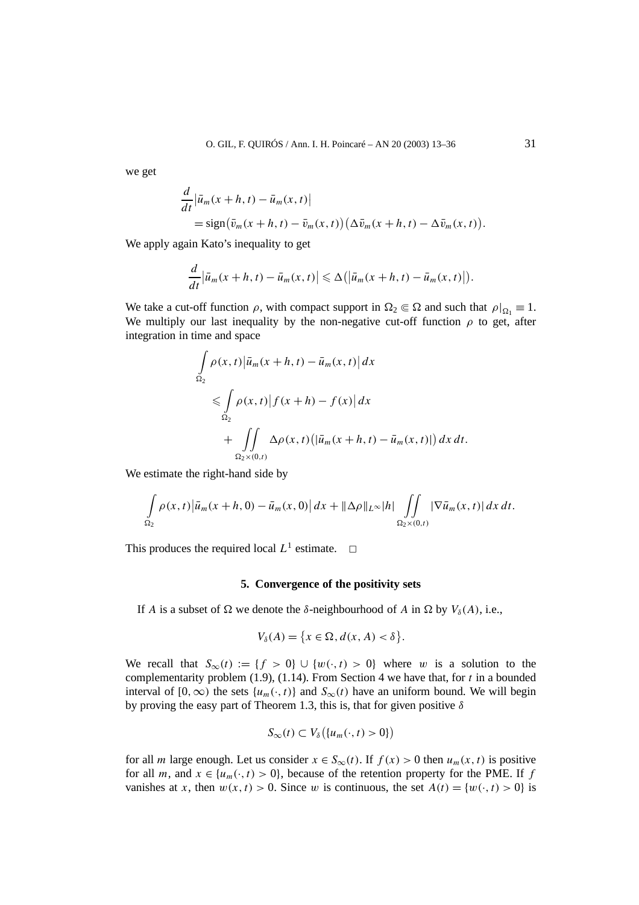we get

$$\frac{d}{dt}\big|\bar{u}_m(x+h,t)-\bar{u}_m(x,t)\big|$$
$$=\operatorname{sign}\big(\bar{v}_m(x+h,t)-\bar{v}_m(x,t)\big)\big(\Delta\bar{v}_m(x+h,t)-\Delta\bar{v}_m(x,t)\big).$$

We apply again Kato's inequality to get

$$\frac{d}{dt}\big|\bar{u}_m(x+h,t)-\bar{u}_m(x,t)\big|\leqslant\Delta\big(\big|\bar{u}_m(x+h,t)-\bar{u}_m(x,t)\big|\big).$$

We take a cut-off function $\rho$, with compact support in $\Omega_2\Subset\Omega$ and such that $\rho|_{\Omega_1}\equiv 1$. We multiply our last inequality by the non-negative cut-off function $\rho$ to get, after integration in time and space

$$\int_{\Omega_2}\rho(x,t)\big|\bar{u}_m(x+h,t)-\bar{u}_m(x,t)\big|\,dx$$
$$\leqslant\int_{\Omega_2}\rho(x,t)\big|f(x+h)-f(x)\big|\,dx$$
$$+\iint_{\Omega_2\times(0,t)}\Delta\rho(x,t)\big(|\bar{u}_m(x+h,t)-\bar{u}_m(x,t)|\big)\,dx\,dt.$$

We estimate the right-hand side by

$$\int_{\Omega_2}\rho(x,t)\big|\bar{u}_m(x+h,0)-\bar{u}_m(x,0)\big|\,dx+\|\Delta\rho\|_{L^\infty}|h|\iint_{\Omega_2\times(0,t)}|\nabla\bar{u}_m(x,t)|\,dx\,dt.$$

This produces the required local $L^1$ estimate. $\square$

## 5. Convergence of the positivity sets

If $A$ is a subset of $\Omega$ we denote the $\delta$-neighbourhood of $A$ in $\Omega$ by $V_\delta(A)$, i.e.,

$$V_\delta(A)=\big\{x\in\Omega,\ d(x,A)<\delta\big\}.$$

We recall that $S_\infty(t):=\{f>0\}\cup\{w(\cdot,t)>0\}$ where $w$ is a solution to the complementarity problem (1.9), (1.14). From Section 4 we have that, for $t$ in a bounded interval of $[0,\infty)$ the sets $\{u_m(\cdot,t)\}$ and $S_\infty(t)$ have an uniform bound. We will begin by proving the easy part of Theorem 1.3, this is, that for given positive $\delta$

$$S_\infty(t)\subset V_\delta\big(\{u_m(\cdot,t)>0\}\big)$$

for all $m$ large enough. Let us consider $x\in S_\infty(t)$. If $f(x)>0$ then $u_m(x,t)$ is positive for all $m$, and $x\in\{u_m(\cdot,t)>0\}$, because of the retention property for the PME. If $f$ vanishes at $x$, then $w(x,t)>0$. Since $w$ is continuous, the set $A(t)=\{w(\cdot,t)>0\}$ is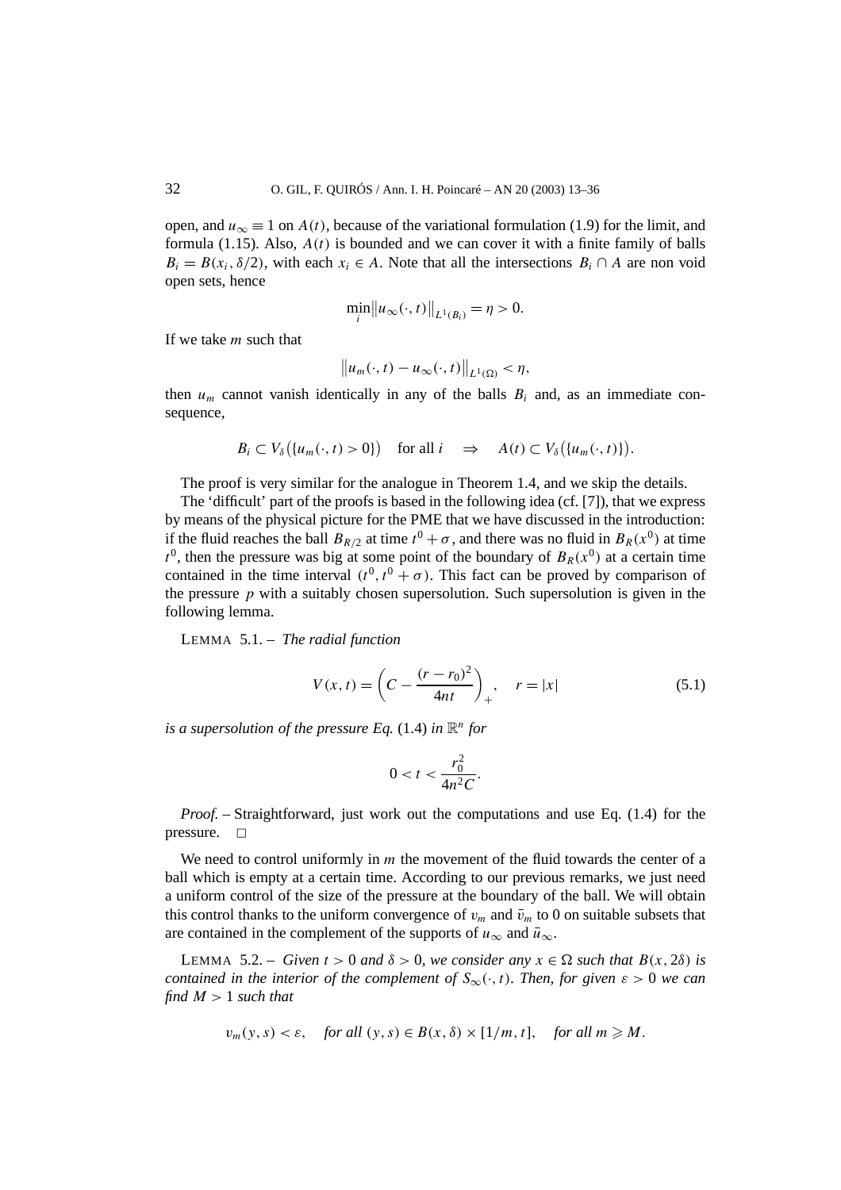open, and $u_\infty \equiv 1$ on $A(t)$, because of the variational formulation (1.9) for the limit, and formula (1.15). Also, $A(t)$ is bounded and we can cover it with a finite family of balls $B_i = B(x_i, \delta/2)$, with each $x_i \in A$. Note that all the intersections $B_i \cap A$ are non void open sets, hence

$$\min_i \left\| u_\infty(\cdot, t) \right\|_{L^1(B_i)} = \eta > 0.$$

If we take $m$ such that

$$\left\| u_m(\cdot, t) - u_\infty(\cdot, t) \right\|_{L^1(\Omega)} < \eta,$$

then $u_m$ cannot vanish identically in any of the balls $B_i$ and, as an immediate consequence,

$$B_i \subset V_\delta\big(\{u_m(\cdot, t) > 0\}\big) \quad \text{for all } i \quad \Rightarrow \quad A(t) \subset V_\delta\big(\{u_m(\cdot, t)\}\big).$$

The proof is very similar for the analogue in Theorem 1.4, and we skip the details.

The 'difficult' part of the proofs is based in the following idea (cf. [7]), that we express by means of the physical picture for the PME that we have discussed in the introduction: if the fluid reaches the ball $B_{R/2}$ at time $t^0 + \sigma$, and there was no fluid in $B_R(x^0)$ at time $t^0$, then the pressure was big at some point of the boundary of $B_R(x^0)$ at a certain time contained in the time interval $(t^0, t^0 + \sigma)$. This fact can be proved by comparison of the pressure $p$ with a suitably chosen supersolution. Such supersolution is given in the following lemma.

LEMMA 5.1. – *The radial function*

$$V(x,t) = \left( C - \frac{(r - r_0)^2}{4nt} \right)_+, \quad r = |x| \tag{5.1}$$

*is a supersolution of the pressure Eq.* (1.4) *in* $\mathbb{R}^n$ *for*

$$0 < t < \frac{r_0^2}{4n^2 C}.$$

*Proof.* – Straightforward, just work out the computations and use Eq. (1.4) for the pressure. □

We need to control uniformly in $m$ the movement of the fluid towards the center of a ball which is empty at a certain time. According to our previous remarks, we just need a uniform control of the size of the pressure at the boundary of the ball. We will obtain this control thanks to the uniform convergence of $v_m$ and $\bar{v}_m$ to 0 on suitable subsets that are contained in the complement of the supports of $u_\infty$ and $\bar{u}_\infty$.

LEMMA 5.2. – *Given* $t > 0$ *and* $\delta > 0$, *we consider any* $x \in \Omega$ *such that* $B(x, 2\delta)$ *is contained in the interior of the complement of* $S_\infty(\cdot, t)$. *Then, for given* $\varepsilon > 0$ *we can find* $M > 1$ *such that*

$$v_m(y, s) < \varepsilon, \quad \textit{for all } (y, s) \in B(x, \delta) \times [1/m, t], \quad \textit{for all } m \geqslant M.$$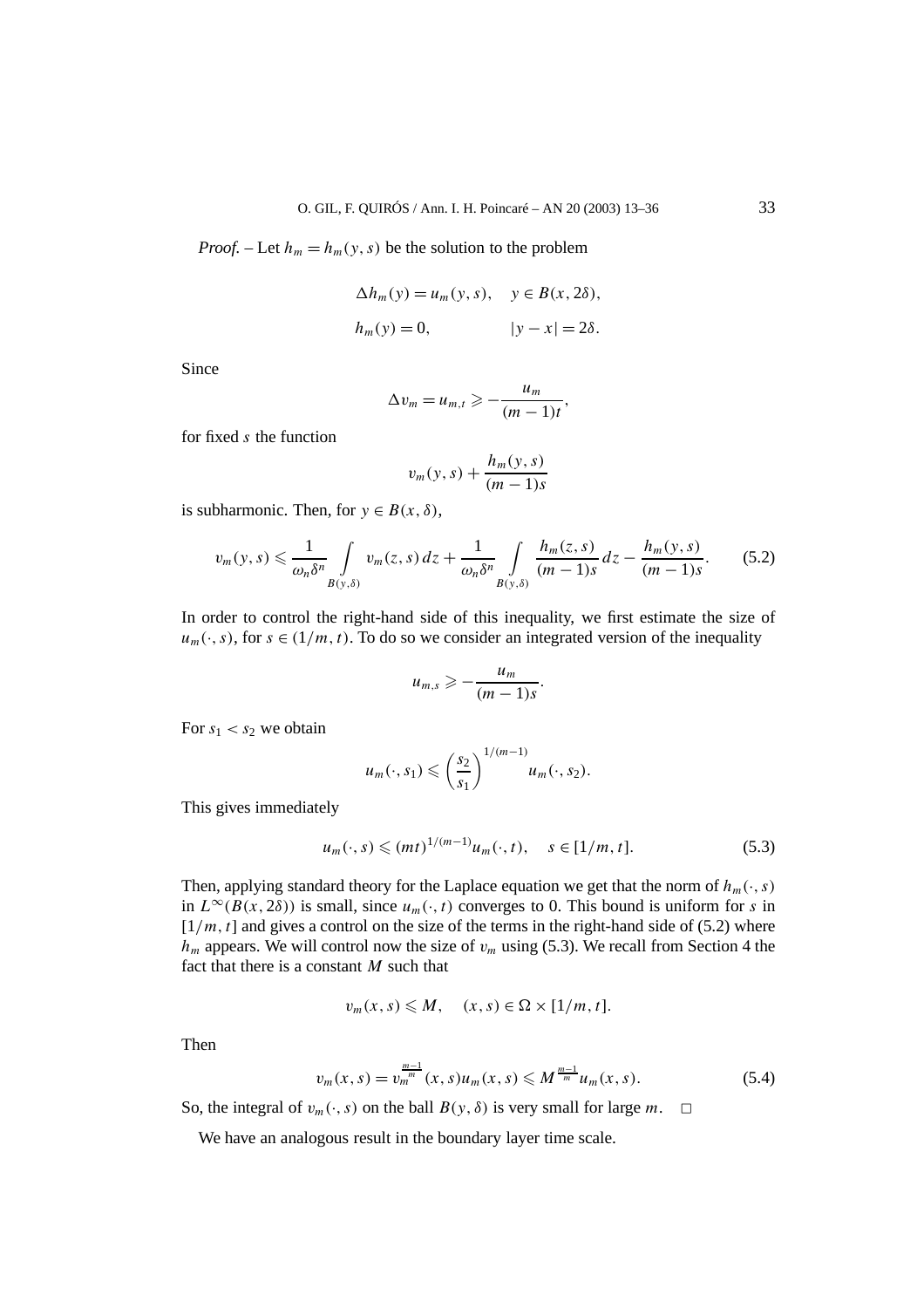*Proof.* – Let $h_m = h_m(y, s)$ be the solution to the problem

$$\Delta h_m(y) = u_m(y, s), \quad y \in B(x, 2\delta),$$
$$h_m(y) = 0, \qquad |y - x| = 2\delta.$$

Since

$$\Delta v_m = u_{m,t} \geqslant -\frac{u_m}{(m-1)t},$$

for fixed $s$ the function

$$v_m(y, s) + \frac{h_m(y, s)}{(m-1)s}$$

is subharmonic. Then, for $y \in B(x, \delta)$,

$$v_m(y, s) \leqslant \frac{1}{\omega_n \delta^n} \int_{B(y,\delta)} v_m(z, s)\, dz + \frac{1}{\omega_n \delta^n} \int_{B(y,\delta)} \frac{h_m(z, s)}{(m-1)s}\, dz - \frac{h_m(y, s)}{(m-1)s}. \tag{5.2}$$

In order to control the right-hand side of this inequality, we first estimate the size of $u_m(\cdot, s)$, for $s \in (1/m, t)$. To do so we consider an integrated version of the inequality

$$u_{m,s} \geqslant -\frac{u_m}{(m-1)s}.$$

For $s_1 < s_2$ we obtain

$$u_m(\cdot, s_1) \leqslant \left(\frac{s_2}{s_1}\right)^{1/(m-1)} u_m(\cdot, s_2).$$

This gives immediately

$$u_m(\cdot, s) \leqslant (mt)^{1/(m-1)} u_m(\cdot, t), \quad s \in [1/m, t]. \tag{5.3}$$

Then, applying standard theory for the Laplace equation we get that the norm of $h_m(\cdot, s)$ in $L^\infty(B(x, 2\delta))$ is small, since $u_m(\cdot, t)$ converges to 0. This bound is uniform for $s$ in $[1/m, t]$ and gives a control on the size of the terms in the right-hand side of (5.2) where $h_m$ appears. We will control now the size of $v_m$ using (5.3). We recall from Section 4 the fact that there is a constant $M$ such that

$$v_m(x, s) \leqslant M, \quad (x, s) \in \Omega \times [1/m, t].$$

Then

$$v_m(x, s) = v_m^{\frac{m-1}{m}}(x, s) u_m(x, s) \leqslant M^{\frac{m-1}{m}} u_m(x, s). \tag{5.4}$$

So, the integral of $v_m(\cdot, s)$ on the ball $B(y, \delta)$ is very small for large $m$. □

We have an analogous result in the boundary layer time scale.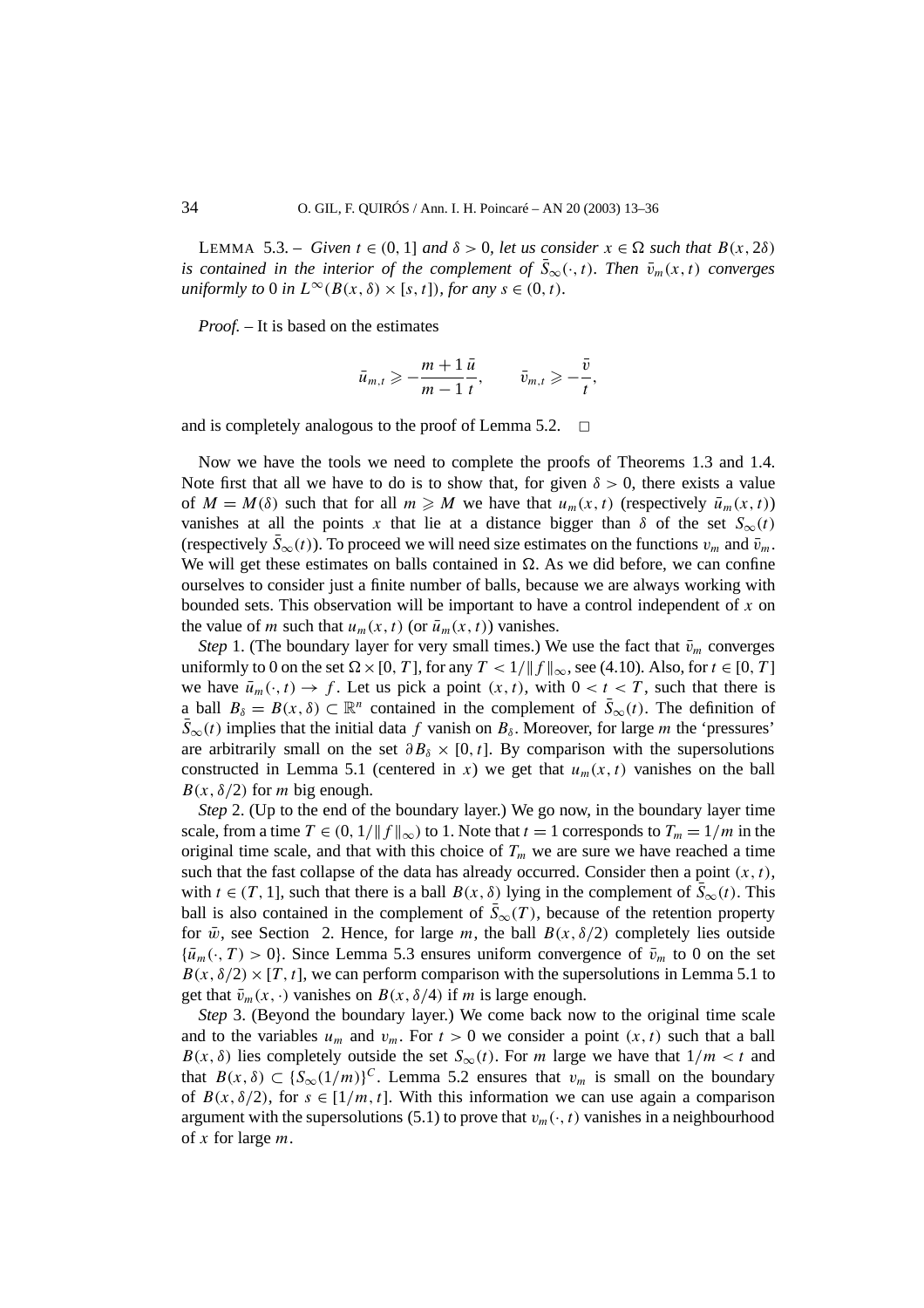LEMMA 5.3. – *Given $t \in (0,1]$ and $\delta > 0$, let us consider $x \in \Omega$ such that $B(x, 2\delta)$ is contained in the interior of the complement of $\bar{S}_\infty(\cdot, t)$. Then $\bar{v}_m(x,t)$ converges uniformly to 0 in $L^\infty(B(x,\delta) \times [s,t])$, for any $s \in (0,t)$.*

*Proof.* – It is based on the estimates

$$\bar{u}_{m,t} \geqslant -\frac{m+1}{m-1}\frac{\bar{u}}{t}, \qquad \bar{v}_{m,t} \geqslant -\frac{\bar{v}}{t},$$

and is completely analogous to the proof of Lemma 5.2. □

Now we have the tools we need to complete the proofs of Theorems 1.3 and 1.4. Note first that all we have to do is to show that, for given $\delta > 0$, there exists a value of $M = M(\delta)$ such that for all $m \geqslant M$ we have that $u_m(x,t)$ (respectively $\bar{u}_m(x,t)$) vanishes at all the points $x$ that lie at a distance bigger than $\delta$ of the set $S_\infty(t)$ (respectively $\bar{S}_\infty(t)$). To proceed we will need size estimates on the functions $v_m$ and $\bar{v}_m$. We will get these estimates on balls contained in $\Omega$. As we did before, we can confine ourselves to consider just a finite number of balls, because we are always working with bounded sets. This observation will be important to have a control independent of $x$ on the value of $m$ such that $u_m(x,t)$ (or $\bar{u}_m(x,t)$) vanishes.

*Step* 1. (The boundary layer for very small times.) We use the fact that $\bar{v}_m$ converges uniformly to 0 on the set $\Omega \times [0,T]$, for any $T < 1/\|f\|_\infty$, see (4.10). Also, for $t \in [0,T]$ we have $\bar{u}_m(\cdot,t) \to f$. Let us pick a point $(x,t)$, with $0 < t < T$, such that there is a ball $B_\delta = B(x,\delta) \subset \mathbb{R}^n$ contained in the complement of $\bar{S}_\infty(t)$. The definition of $\bar{S}_\infty(t)$ implies that the initial data $f$ vanish on $B_\delta$. Moreover, for large $m$ the 'pressures' are arbitrarily small on the set $\partial B_\delta \times [0,t]$. By comparison with the supersolutions constructed in Lemma 5.1 (centered in $x$) we get that $u_m(x,t)$ vanishes on the ball $B(x,\delta/2)$ for $m$ big enough.

*Step* 2. (Up to the end of the boundary layer.) We go now, in the boundary layer time scale, from a time $T \in (0, 1/\|f\|_\infty)$ to 1. Note that $t = 1$ corresponds to $T_m = 1/m$ in the original time scale, and that with this choice of $T_m$ we are sure we have reached a time such that the fast collapse of the data has already occurred. Consider then a point $(x,t)$, with $t \in (T,1]$, such that there is a ball $B(x,\delta)$ lying in the complement of $\bar{S}_\infty(t)$. This ball is also contained in the complement of $\bar{S}_\infty(T)$, because of the retention property for $\bar{w}$, see Section 2. Hence, for large $m$, the ball $B(x,\delta/2)$ completely lies outside $\{\bar{u}_m(\cdot,T) > 0\}$. Since Lemma 5.3 ensures uniform convergence of $\bar{v}_m$ to 0 on the set $B(x,\delta/2) \times [T,t]$, we can perform comparison with the supersolutions in Lemma 5.1 to get that $\bar{v}_m(x,\cdot)$ vanishes on $B(x,\delta/4)$ if $m$ is large enough.

*Step* 3. (Beyond the boundary layer.) We come back now to the original time scale and to the variables $u_m$ and $v_m$. For $t > 0$ we consider a point $(x,t)$ such that a ball $B(x,\delta)$ lies completely outside the set $S_\infty(t)$. For $m$ large we have that $1/m < t$ and that $B(x,\delta) \subset \{S_\infty(1/m)\}^C$. Lemma 5.2 ensures that $v_m$ is small on the boundary of $B(x,\delta/2)$, for $s \in [1/m, t]$. With this information we can use again a comparison argument with the supersolutions (5.1) to prove that $v_m(\cdot,t)$ vanishes in a neighbourhood of $x$ for large $m$.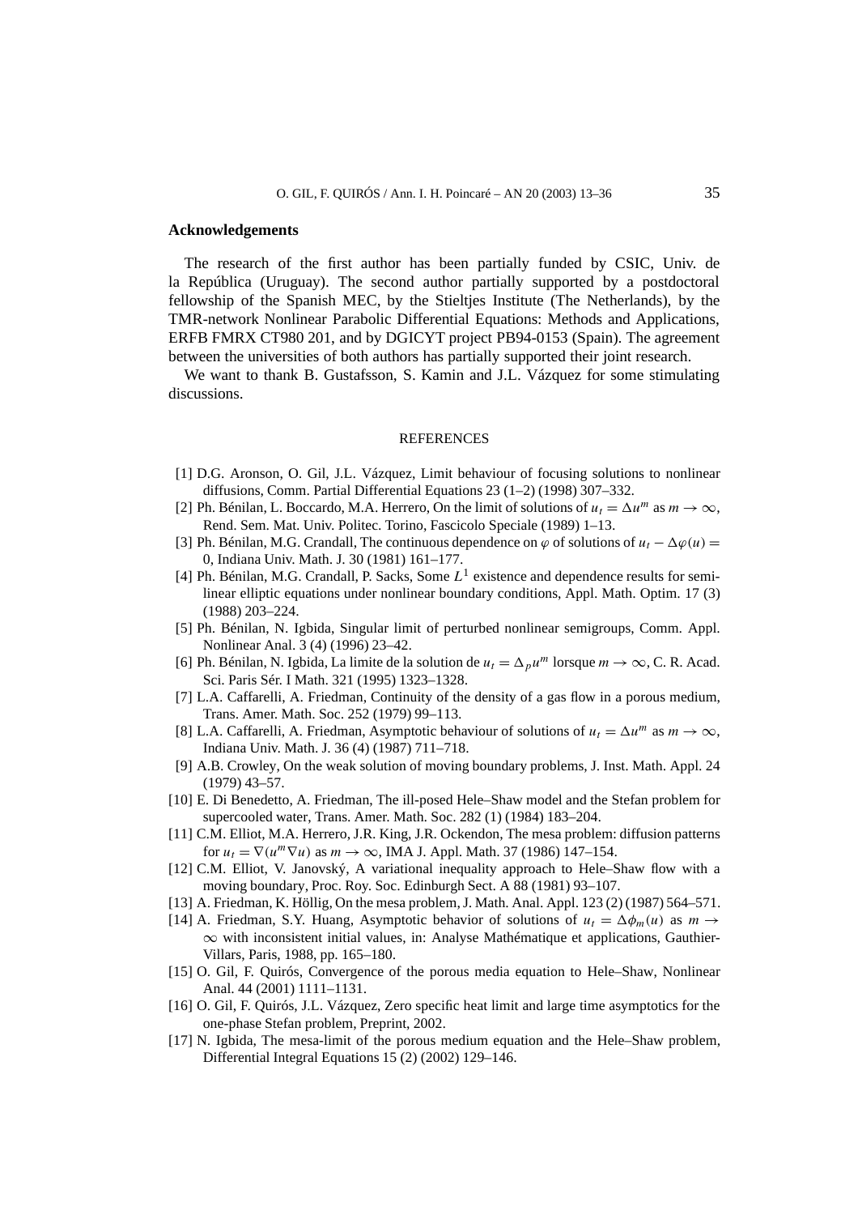## Acknowledgements

The research of the first author has been partially funded by CSIC, Univ. de la República (Uruguay). The second author partially supported by a postdoctoral fellowship of the Spanish MEC, by the Stieltjes Institute (The Netherlands), by the TMR-network Nonlinear Parabolic Differential Equations: Methods and Applications, ERFB FMRX CT980 201, and by DGICYT project PB94-0153 (Spain). The agreement between the universities of both authors has partially supported their joint research.

We want to thank B. Gustafsson, S. Kamin and J.L. Vázquez for some stimulating discussions.

## REFERENCES

[1] D.G. Aronson, O. Gil, J.L. Vázquez, Limit behaviour of focusing solutions to nonlinear diffusions, Comm. Partial Differential Equations 23 (1–2) (1998) 307–332.

[2] Ph. Bénilan, L. Boccardo, M.A. Herrero, On the limit of solutions of $u_t = \Delta u^m$ as $m \to \infty$, Rend. Sem. Mat. Univ. Politec. Torino, Fascicolo Speciale (1989) 1–13.

[3] Ph. Bénilan, M.G. Crandall, The continuous dependence on $\varphi$ of solutions of $u_t - \Delta\varphi(u) = 0$, Indiana Univ. Math. J. 30 (1981) 161–177.

[4] Ph. Bénilan, M.G. Crandall, P. Sacks, Some $L^1$ existence and dependence results for semilinear elliptic equations under nonlinear boundary conditions, Appl. Math. Optim. 17 (3) (1988) 203–224.

[5] Ph. Bénilan, N. Igbida, Singular limit of perturbed nonlinear semigroups, Comm. Appl. Nonlinear Anal. 3 (4) (1996) 23–42.

[6] Ph. Bénilan, N. Igbida, La limite de la solution de $u_t = \Delta_p u^m$ lorsque $m \to \infty$, C. R. Acad. Sci. Paris Sér. I Math. 321 (1995) 1323–1328.

[7] L.A. Caffarelli, A. Friedman, Continuity of the density of a gas flow in a porous medium, Trans. Amer. Math. Soc. 252 (1979) 99–113.

[8] L.A. Caffarelli, A. Friedman, Asymptotic behaviour of solutions of $u_t = \Delta u^m$ as $m \to \infty$, Indiana Univ. Math. J. 36 (4) (1987) 711–718.

[9] A.B. Crowley, On the weak solution of moving boundary problems, J. Inst. Math. Appl. 24 (1979) 43–57.

[10] E. Di Benedetto, A. Friedman, The ill-posed Hele–Shaw model and the Stefan problem for supercooled water, Trans. Amer. Math. Soc. 282 (1) (1984) 183–204.

[11] C.M. Elliot, M.A. Herrero, J.R. King, J.R. Ockendon, The mesa problem: diffusion patterns for $u_t = \nabla(u^m \nabla u)$ as $m \to \infty$, IMA J. Appl. Math. 37 (1986) 147–154.

[12] C.M. Elliot, V. Janovský, A variational inequality approach to Hele–Shaw flow with a moving boundary, Proc. Roy. Soc. Edinburgh Sect. A 88 (1981) 93–107.

[13] A. Friedman, K. Höllig, On the mesa problem, J. Math. Anal. Appl. 123 (2) (1987) 564–571.

[14] A. Friedman, S.Y. Huang, Asymptotic behavior of solutions of $u_t = \Delta\phi_m(u)$ as $m \to \infty$ with inconsistent initial values, in: Analyse Mathématique et applications, Gauthier-Villars, Paris, 1988, pp. 165–180.

[15] O. Gil, F. Quirós, Convergence of the porous media equation to Hele–Shaw, Nonlinear Anal. 44 (2001) 1111–1131.

[16] O. Gil, F. Quirós, J.L. Vázquez, Zero specific heat limit and large time asymptotics for the one-phase Stefan problem, Preprint, 2002.

[17] N. Igbida, The mesa-limit of the porous medium equation and the Hele–Shaw problem, Differential Integral Equations 15 (2) (2002) 129–146.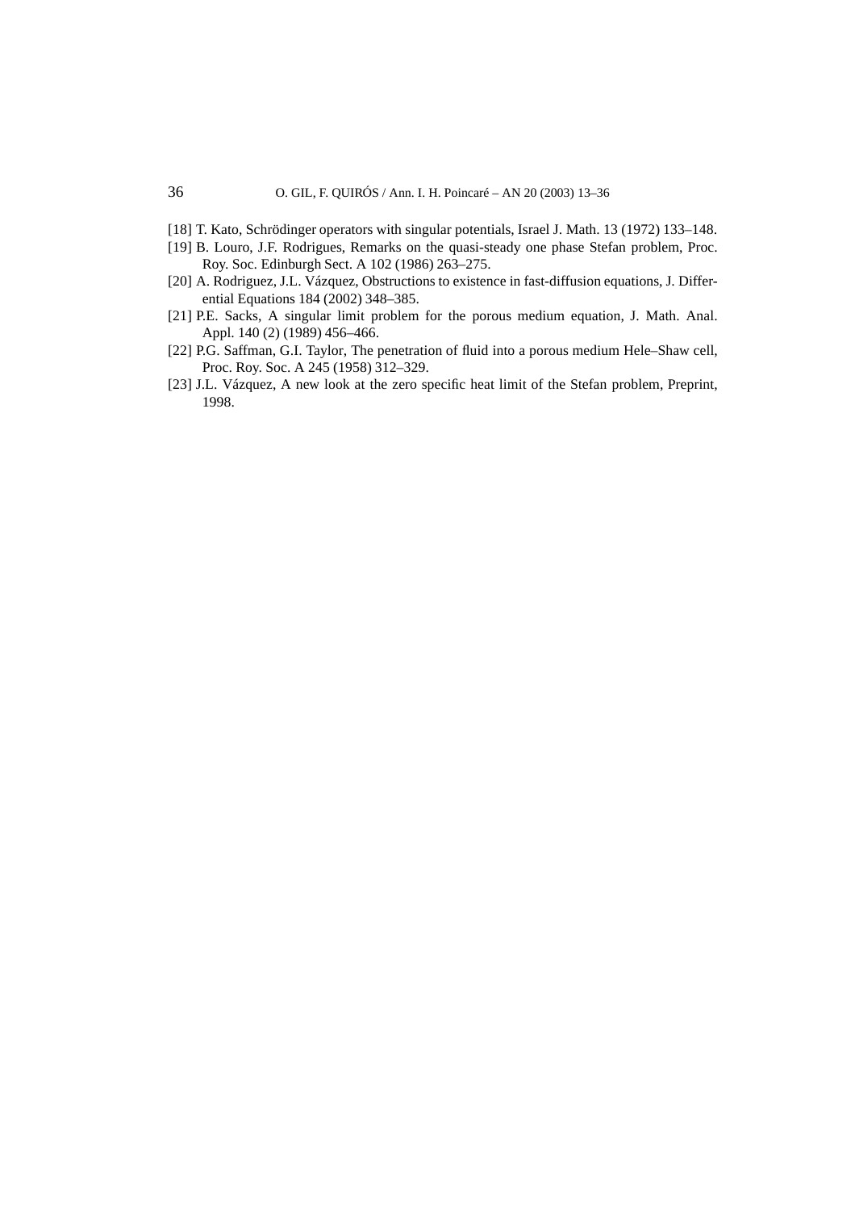[18] T. Kato, Schrödinger operators with singular potentials, Israel J. Math. 13 (1972) 133–148.

[19] B. Louro, J.F. Rodrigues, Remarks on the quasi-steady one phase Stefan problem, Proc. Roy. Soc. Edinburgh Sect. A 102 (1986) 263–275.

[20] A. Rodriguez, J.L. Vázquez, Obstructions to existence in fast-diffusion equations, J. Differential Equations 184 (2002) 348–385.

[21] P.E. Sacks, A singular limit problem for the porous medium equation, J. Math. Anal. Appl. 140 (2) (1989) 456–466.

[22] P.G. Saffman, G.I. Taylor, The penetration of fluid into a porous medium Hele–Shaw cell, Proc. Roy. Soc. A 245 (1958) 312–329.

[23] J.L. Vázquez, A new look at the zero specific heat limit of the Stefan problem, Preprint, 1998.